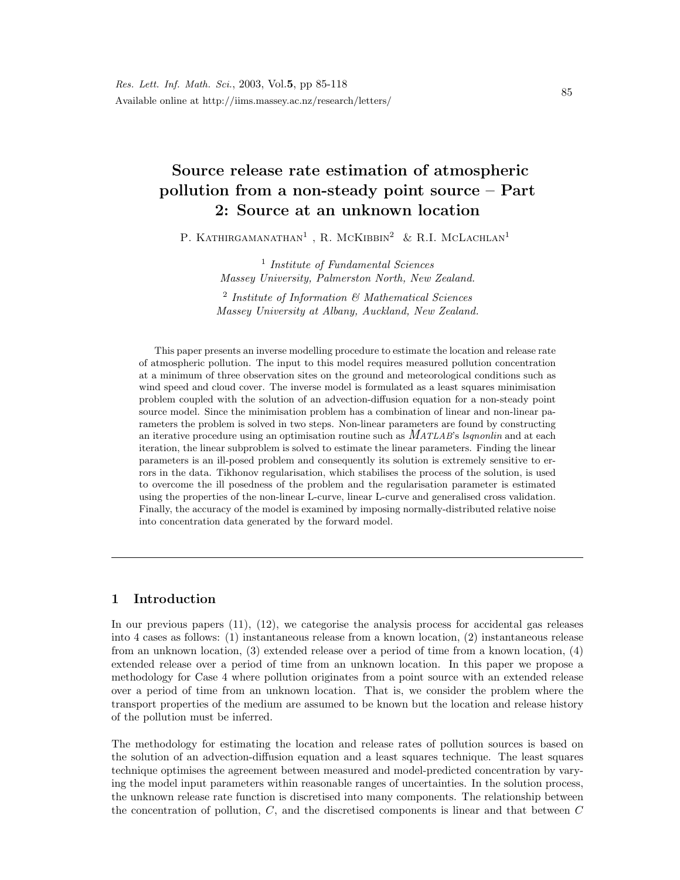# Source release rate estimation of atmospheric pollution from a non-steady point source – Part 2: Source at an unknown location

P. Kathirgamanathan[1], R. McKibbin[2] & R.I. McLachlan[1]

[1] *Institute of Fundamental Sciences*
*Massey University, Palmerston North, New Zealand.*

[2] *Institute of Information & Mathematical Sciences*
*Massey University at Albany, Auckland, New Zealand.*

This paper presents an inverse modelling procedure to estimate the location and release rate of atmospheric pollution. The input to this model requires measured pollution concentration at a minimum of three observation sites on the ground and meteorological conditions such as wind speed and cloud cover. The inverse model is formulated as a least squares minimisation problem coupled with the solution of an advection-diffusion equation for a non-steady point source model. Since the minimisation problem has a combination of linear and non-linear parameters the problem is solved in two steps. Non-linear parameters are found by constructing an iterative procedure using an optimisation routine such as *Matlab*'s *lsqnonlin* and at each iteration, the linear subproblem is solved to estimate the linear parameters. Finding the linear parameters is an ill-posed problem and consequently its solution is extremely sensitive to errors in the data. Tikhonov regularisation, which stabilises the process of the solution, is used to overcome the ill posedness of the problem and the regularisation parameter is estimated using the properties of the non-linear L-curve, linear L-curve and generalised cross validation. Finally, the accuracy of the model is examined by imposing normally-distributed relative noise into concentration data generated by the forward model.

---

## 1 Introduction

In our previous papers (11), (12), we categorise the analysis process for accidental gas releases into 4 cases as follows: (1) instantaneous release from a known location, (2) instantaneous release from an unknown location, (3) extended release over a period of time from a known location, (4) extended release over a period of time from an unknown location. In this paper we propose a methodology for Case 4 where pollution originates from a point source with an extended release over a period of time from an unknown location. That is, we consider the problem where the transport properties of the medium are assumed to be known but the location and release history of the pollution must be inferred.

The methodology for estimating the location and release rates of pollution sources is based on the solution of an advection-diffusion equation and a least squares technique. The least squares technique optimises the agreement between measured and model-predicted concentration by varying the model input parameters within reasonable ranges of uncertainties. In the solution process, the unknown release rate function is discretised into many components. The relationship between the concentration of pollution, $C$, and the discretised components is linear and that between $C$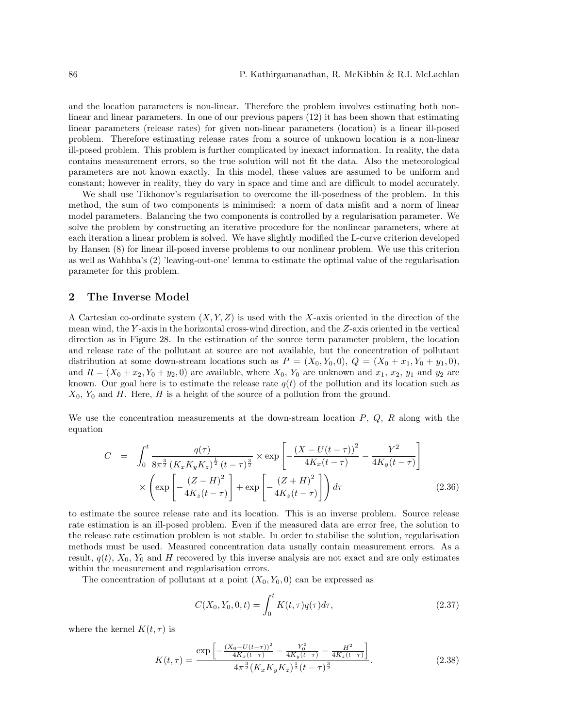and the location parameters is non-linear. Therefore the problem involves estimating both non-linear and linear parameters. In one of our previous papers (12) it has been shown that estimating linear parameters (release rates) for given non-linear parameters (location) is a linear ill-posed problem. Therefore estimating release rates from a source of unknown location is a non-linear ill-posed problem. This problem is further complicated by inexact information. In reality, the data contains measurement errors, so the true solution will not fit the data. Also the meteorological parameters are not known exactly. In this model, these values are assumed to be uniform and constant; however in reality, they do vary in space and time and are difficult to model accurately.

We shall use Tikhonov's regularisation to overcome the ill-posedness of the problem. In this method, the sum of two components is minimised: a norm of data misfit and a norm of linear model parameters. Balancing the two components is controlled by a regularisation parameter. We solve the problem by constructing an iterative procedure for the nonlinear parameters, where at each iteration a linear problem is solved. We have slightly modified the L-curve criterion developed by Hansen (8) for linear ill-posed inverse problems to our nonlinear problem. We use this criterion as well as Wahhba's (2) 'leaving-out-one' lemma to estimate the optimal value of the regularisation parameter for this problem.

## 2 The Inverse Model

A Cartesian co-ordinate system $(X, Y, Z)$ is used with the $X$-axis oriented in the direction of the mean wind, the $Y$-axis in the horizontal cross-wind direction, and the $Z$-axis oriented in the vertical direction as in Figure 28. In the estimation of the source term parameter problem, the location and release rate of the pollutant at source are not available, but the concentration of pollutant distribution at some down-stream locations such as $P = (X_0, Y_0, 0)$, $Q = (X_0 + x_1, Y_0 + y_1, 0)$, and $R = (X_0 + x_2, Y_0 + y_2, 0)$ are available, where $X_0$, $Y_0$ are unknown and $x_1$, $x_2$, $y_1$ and $y_2$ are known. Our goal here is to estimate the release rate $q(t)$ of the pollution and its location such as $X_0$, $Y_0$ and $H$. Here, $H$ is a height of the source of a pollution from the ground.

We use the concentration measurements at the down-stream location $P$, $Q$, $R$ along with the equation

$$
\begin{aligned}
C &= \int_0^t \frac{q(\tau)}{8\pi^{\frac{3}{2}} \left(K_x K_y K_z\right)^{\frac{1}{2}} (t-\tau)^{\frac{3}{2}}} \times \exp\left[-\frac{\left(X - U(t-\tau)\right)^2}{4K_x(t-\tau)} - \frac{Y^2}{4K_y(t-\tau)}\right] \\
&\quad \times \left(\exp\left[-\frac{(Z-H)^2}{4K_z(t-\tau)}\right] + \exp\left[-\frac{(Z+H)^2}{4K_z(t-\tau)}\right]\right) d\tau \qquad (2.36)
\end{aligned}
$$

to estimate the source release rate and its location. This is an inverse problem. Source release rate estimation is an ill-posed problem. Even if the measured data are error free, the solution to the release rate estimation problem is not stable. In order to stabilise the solution, regularisation methods must be used. Measured concentration data usually contain measurement errors. As a result, $q(t)$, $X_0$, $Y_0$ and $H$ recovered by this inverse analysis are not exact and are only estimates within the measurement and regularisation errors.

The concentration of pollutant at a point $(X_0, Y_0, 0)$ can be expressed as

$$
C(X_0, Y_0, 0, t) = \int_0^t K(t, \tau) q(\tau) d\tau, \qquad (2.37)
$$

where the kernel $K(t, \tau)$ is

$$
K(t, \tau) = \frac{\exp\left[-\frac{(X_0 - U(t-\tau))^2}{4K_x(t-\tau)} - \frac{Y_0^2}{4K_y(t-\tau)} - \frac{H^2}{4K_z(t-\tau)}\right]}{4\pi^{\frac{3}{2}}(K_x K_y K_z)^{\frac{1}{2}}(t-\tau)^{\frac{3}{2}}}. \qquad (2.38)
$$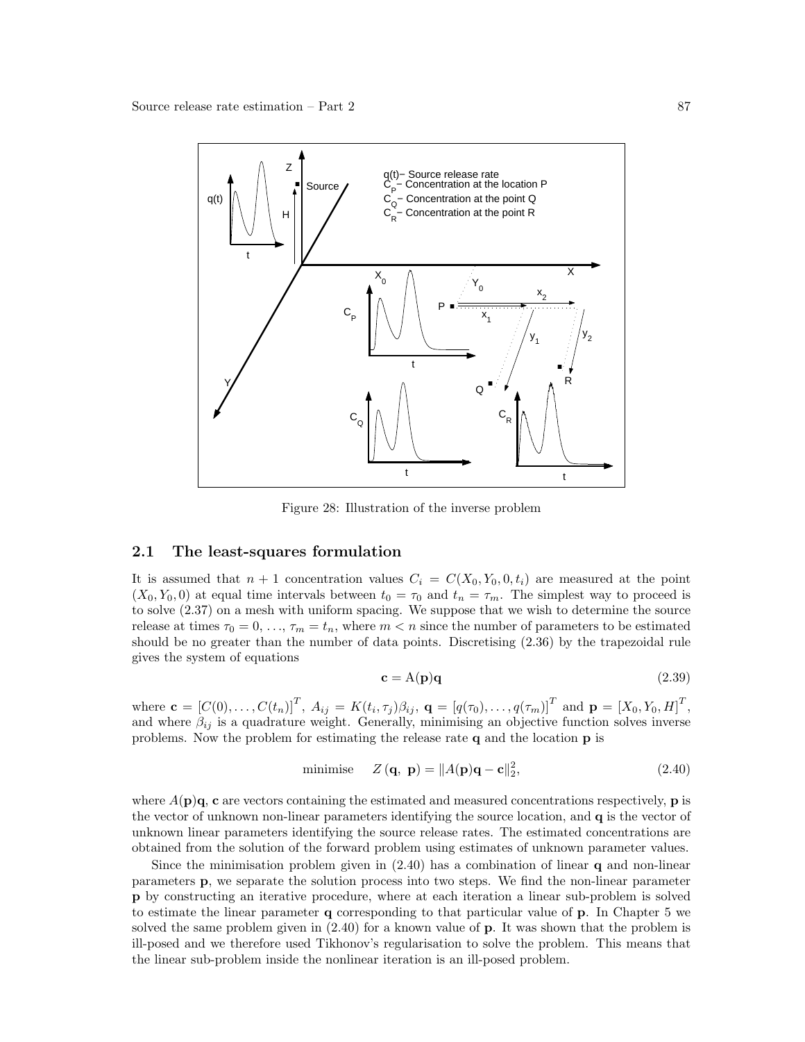Figure 28: Illustration of the inverse problem

## 2.1 The least-squares formulation

It is assumed that $n+1$ concentration values $C_i = C(X_0, Y_0, 0, t_i)$ are measured at the point $(X_0, Y_0, 0)$ at equal time intervals between $t_0 = \tau_0$ and $t_n = \tau_m$. The simplest way to proceed is to solve (2.37) on a mesh with uniform spacing. We suppose that we wish to determine the source release at times $\tau_0 = 0, \ldots, \tau_m = t_n$, where $m < n$ since the number of parameters to be estimated should be no greater than the number of data points. Discretising (2.36) by the trapezoidal rule gives the system of equations

$$\mathbf{c} = \mathrm{A}(\mathbf{p})\mathbf{q} \tag{2.39}$$

where $\mathbf{c} = [C(0), \ldots, C(t_n)]^T$, $A_{ij} = K(t_i, \tau_j)\beta_{ij}$, $\mathbf{q} = [q(\tau_0), \ldots, q(\tau_m)]^T$ and $\mathbf{p} = [X_0, Y_0, H]^T$, and where $\beta_{ij}$ is a quadrature weight. Generally, minimising an objective function solves inverse problems. Now the problem for estimating the release rate $\mathbf{q}$ and the location $\mathbf{p}$ is

$$\text{minimise} \quad Z(\mathbf{q},\ \mathbf{p}) = \|A(\mathbf{p})\mathbf{q} - \mathbf{c}\|_2^2, \tag{2.40}$$

where $A(\mathbf{p})\mathbf{q}$, $\mathbf{c}$ are vectors containing the estimated and measured concentrations respectively, $\mathbf{p}$ is the vector of unknown non-linear parameters identifying the source location, and $\mathbf{q}$ is the vector of unknown linear parameters identifying the source release rates. The estimated concentrations are obtained from the solution of the forward problem using estimates of unknown parameter values.

Since the minimisation problem given in (2.40) has a combination of linear $\mathbf{q}$ and non-linear parameters $\mathbf{p}$, we separate the solution process into two steps. We find the non-linear parameter $\mathbf{p}$ by constructing an iterative procedure, where at each iteration a linear sub-problem is solved to estimate the linear parameter $\mathbf{q}$ corresponding to that particular value of $\mathbf{p}$. In Chapter 5 we solved the same problem given in (2.40) for a known value of $\mathbf{p}$. It was shown that the problem is ill-posed and we therefore used Tikhonov's regularisation to solve the problem. This means that the linear sub-problem inside the nonlinear iteration is an ill-posed problem.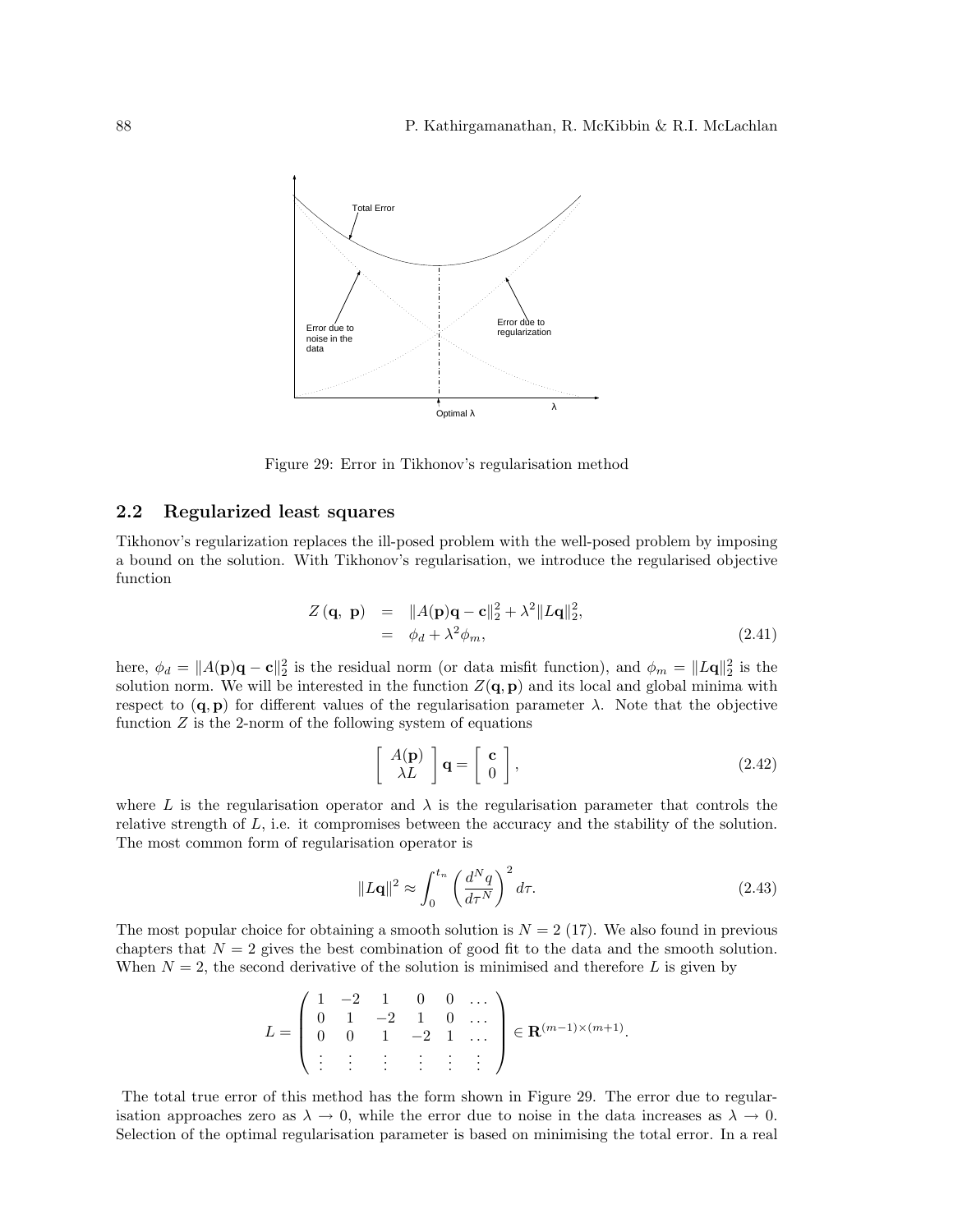Figure 29: Error in Tikhonov's regularisation method

## 2.2 Regularized least squares

Tikhonov's regularization replaces the ill-posed problem with the well-posed problem by imposing a bound on the solution. With Tikhonov's regularisation, we introduce the regularised objective function

$$
\begin{aligned}
Z(\mathbf{q}, \mathbf{p}) &= \|A(\mathbf{p})\mathbf{q} - \mathbf{c}\|_2^2 + \lambda^2 \|L\mathbf{q}\|_2^2, \\
&= \phi_d + \lambda^2 \phi_m,
\end{aligned}
\tag{2.41}
$$

here, $\phi_d = \|A(\mathbf{p})\mathbf{q} - \mathbf{c}\|_2^2$ is the residual norm (or data misfit function), and $\phi_m = \|L\mathbf{q}\|_2^2$ is the solution norm. We will be interested in the function $Z(\mathbf{q}, \mathbf{p})$ and its local and global minima with respect to $(\mathbf{q}, \mathbf{p})$ for different values of the regularisation parameter $\lambda$. Note that the objective function $Z$ is the 2-norm of the following system of equations

$$
\left[ \begin{array}{c} A(\mathbf{p}) \\ \lambda L \end{array} \right] \mathbf{q} = \left[ \begin{array}{c} \mathbf{c} \\ 0 \end{array} \right],
\tag{2.42}
$$

where $L$ is the regularisation operator and $\lambda$ is the regularisation parameter that controls the relative strength of $L$, i.e. it compromises between the accuracy and the stability of the solution. The most common form of regularisation operator is

$$
\|L\mathbf{q}\|^2 \approx \int_0^{t_n} \left( \frac{d^N q}{d\tau^N} \right)^2 d\tau.
\tag{2.43}
$$

The most popular choice for obtaining a smooth solution is $N = 2$ (17). We also found in previous chapters that $N = 2$ gives the best combination of good fit to the data and the smooth solution. When $N = 2$, the second derivative of the solution is minimised and therefore $L$ is given by

$$
L = \begin{pmatrix} 1 & -2 & 1 & 0 & 0 & \dots \\ 0 & 1 & -2 & 1 & 0 & \dots \\ 0 & 0 & 1 & -2 & 1 & \dots \\ \vdots & \vdots & \vdots & \vdots & \vdots & \vdots \end{pmatrix} \in \mathbf{R}^{(m-1)\times(m+1)}.
$$

The total true error of this method has the form shown in Figure 29. The error due to regularisation approaches zero as $\lambda \to 0$, while the error due to noise in the data increases as $\lambda \to 0$. Selection of the optimal regularisation parameter is based on minimising the total error. In a real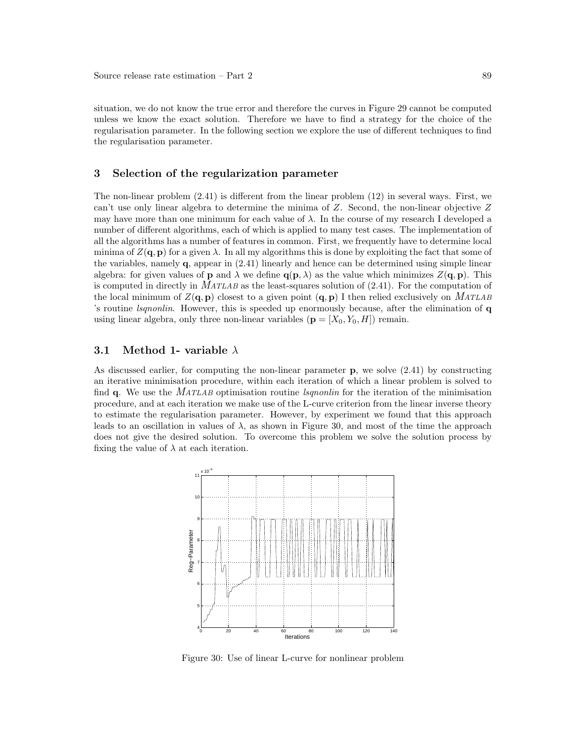situation, we do not know the true error and therefore the curves in Figure 29 cannot be computed unless we know the exact solution. Therefore we have to find a strategy for the choice of the regularisation parameter. In the following section we explore the use of different techniques to find the regularisation parameter.

## 3 Selection of the regularization parameter

The non-linear problem (2.41) is different from the linear problem (12) in several ways. First, we can't use only linear algebra to determine the minima of $Z$. Second, the non-linear objective $Z$ may have more than one minimum for each value of $\lambda$. In the course of my research I developed a number of different algorithms, each of which is applied to many test cases. The implementation of all the algorithms has a number of features in common. First, we frequently have to determine local minima of $Z(\mathbf{q}, \mathbf{p})$ for a given $\lambda$. In all my algorithms this is done by exploiting the fact that some of the variables, namely $\mathbf{q}$, appear in (2.41) linearly and hence can be determined using simple linear algebra: for given values of $\mathbf{p}$ and $\lambda$ we define $\mathbf{q}(\mathbf{p}, \lambda)$ as the value which minimizes $Z(\mathbf{q}, \mathbf{p})$. This is computed in directly in *MATLAB* as the least-squares solution of (2.41). For the computation of the local minimum of $Z(\mathbf{q}, \mathbf{p})$ closest to a given point $(\mathbf{q}, \mathbf{p})$ I then relied exclusively on *MATLAB* 's routine *lsqnonlin*. However, this is speeded up enormously because, after the elimination of $\mathbf{q}$ using linear algebra, only three non-linear variables ($\mathbf{p} = [X_0, Y_0, H]$) remain.

### 3.1 Method 1- variable $\lambda$

As discussed earlier, for computing the non-linear parameter $\mathbf{p}$, we solve (2.41) by constructing an iterative minimisation procedure, within each iteration of which a linear problem is solved to find $\mathbf{q}$. We use the *MATLAB* optimisation routine *lsqnonlin* for the iteration of the minimisation procedure, and at each iteration we make use of the L-curve criterion from the linear inverse theory to estimate the regularisation parameter. However, by experiment we found that this approach leads to an oscillation in values of $\lambda$, as shown in Figure 30, and most of the time the approach does not give the desired solution. To overcome this problem we solve the solution process by fixing the value of $\lambda$ at each iteration.

Figure 30: Use of linear L-curve for nonlinear problem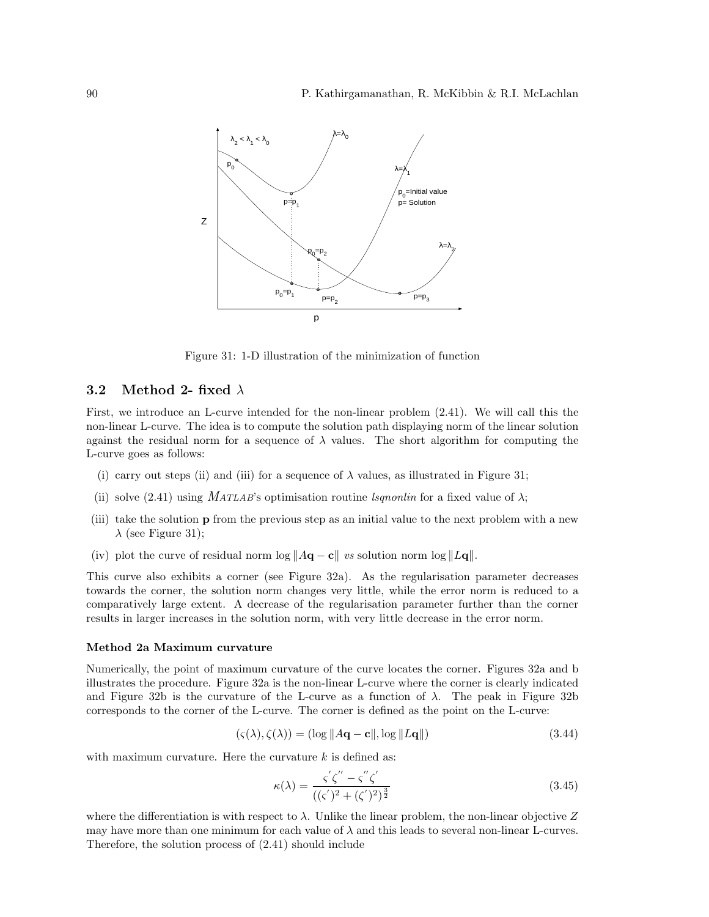Figure 31: 1-D illustration of the minimization of function

## 3.2 Method 2- fixed $\lambda$

First, we introduce an L-curve intended for the non-linear problem (2.41). We will call this the non-linear L-curve. The idea is to compute the solution path displaying norm of the linear solution against the residual norm for a sequence of $\lambda$ values. The short algorithm for computing the L-curve goes as follows:

(i) carry out steps (ii) and (iii) for a sequence of $\lambda$ values, as illustrated in Figure 31;

(ii) solve (2.41) using *MATLAB*'s optimisation routine *lsqnonlin* for a fixed value of $\lambda$;

(iii) take the solution $\mathbf{p}$ from the previous step as an initial value to the next problem with a new $\lambda$ (see Figure 31);

(iv) plot the curve of residual norm $\log \|A\mathbf{q} - \mathbf{c}\|$ *vs* solution norm $\log \|L\mathbf{q}\|$.

This curve also exhibits a corner (see Figure 32a). As the regularisation parameter decreases towards the corner, the solution norm changes very little, while the error norm is reduced to a comparatively large extent. A decrease of the regularisation parameter further than the corner results in larger increases in the solution norm, with very little decrease in the error norm.

#### Method 2a Maximum curvature

Numerically, the point of maximum curvature of the curve locates the corner. Figures 32a and b illustrates the procedure. Figure 32a is the non-linear L-curve where the corner is clearly indicated and Figure 32b is the curvature of the L-curve as a function of $\lambda$. The peak in Figure 32b corresponds to the corner of the L-curve. The corner is defined as the point on the L-curve:

$$(\varsigma(\lambda), \zeta(\lambda)) = (\log \|A\mathbf{q} - \mathbf{c}\|, \log \|L\mathbf{q}\|) \tag{3.44}$$

with maximum curvature. Here the curvature $k$ is defined as:

$$\kappa(\lambda) = \frac{\varsigma^{'}\zeta^{''} - \varsigma^{''}\zeta^{'}}{((\varsigma^{'})^2 + (\zeta^{'})^2)^{\frac{3}{2}}} \tag{3.45}$$

where the differentiation is with respect to $\lambda$. Unlike the linear problem, the non-linear objective $Z$ may have more than one minimum for each value of $\lambda$ and this leads to several non-linear L-curves. Therefore, the solution process of (2.41) should include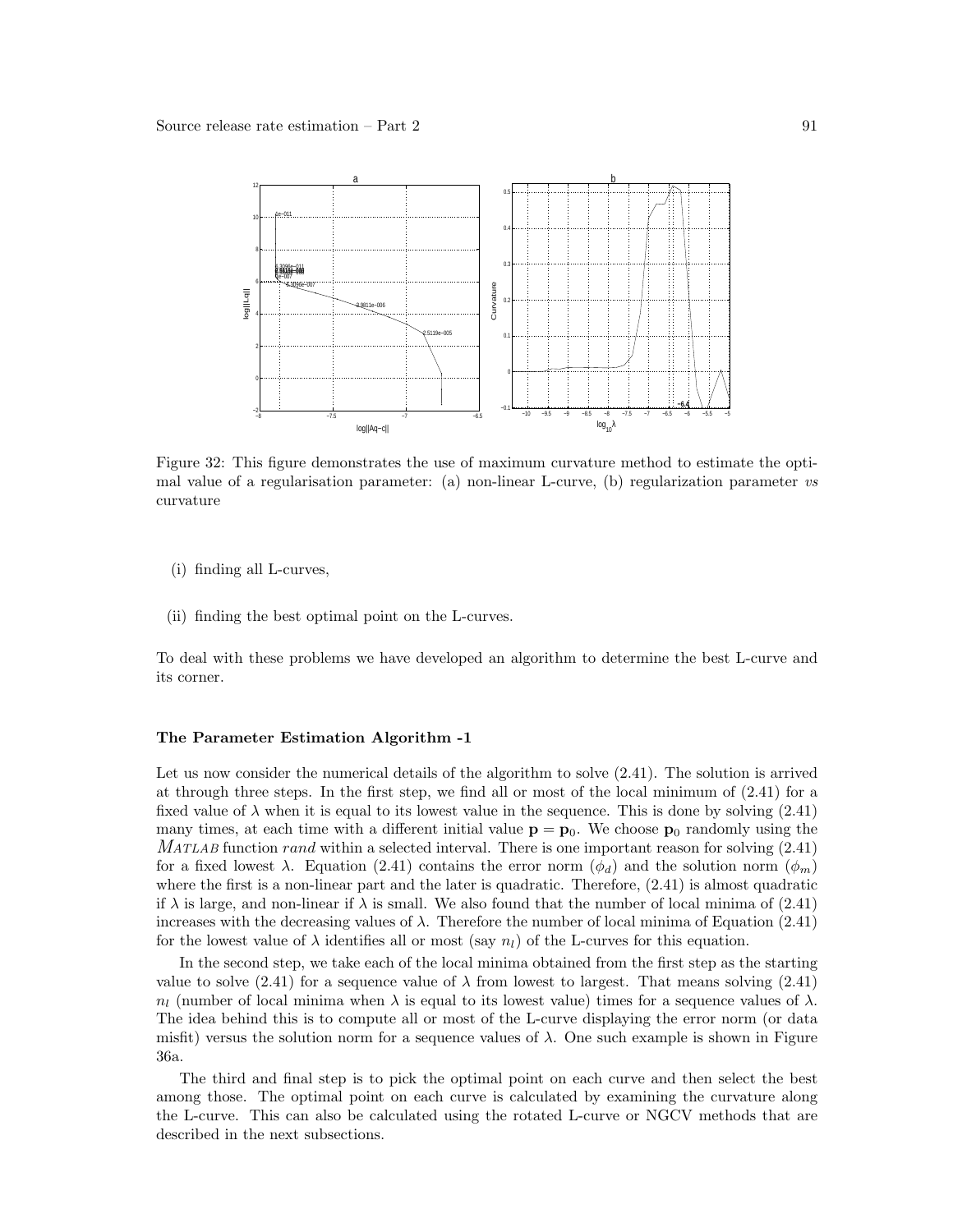Figure 32: This figure demonstrates the use of maximum curvature method to estimate the optimal value of a regularisation parameter: (a) non-linear L-curve, (b) regularization parameter *vs* curvature

(i) finding all L-curves,

(ii) finding the best optimal point on the L-curves.

To deal with these problems we have developed an algorithm to determine the best L-curve and its corner.

### The Parameter Estimation Algorithm -1

Let us now consider the numerical details of the algorithm to solve (2.41). The solution is arrived at through three steps. In the first step, we find all or most of the local minimum of (2.41) for a fixed value of $\lambda$ when it is equal to its lowest value in the sequence. This is done by solving (2.41) many times, at each time with a different initial value $\mathbf{p} = \mathbf{p}_0$. We choose $\mathbf{p}_0$ randomly using the MATLAB function *rand* within a selected interval. There is one important reason for solving (2.41) for a fixed lowest $\lambda$. Equation (2.41) contains the error norm ($\phi_d$) and the solution norm ($\phi_m$) where the first is a non-linear part and the later is quadratic. Therefore, (2.41) is almost quadratic if $\lambda$ is large, and non-linear if $\lambda$ is small. We also found that the number of local minima of (2.41) increases with the decreasing values of $\lambda$. Therefore the number of local minima of Equation (2.41) for the lowest value of $\lambda$ identifies all or most (say $n_l$) of the L-curves for this equation.

In the second step, we take each of the local minima obtained from the first step as the starting value to solve (2.41) for a sequence value of $\lambda$ from lowest to largest. That means solving (2.41) $n_l$ (number of local minima when $\lambda$ is equal to its lowest value) times for a sequence values of $\lambda$. The idea behind this is to compute all or most of the L-curve displaying the error norm (or data misfit) versus the solution norm for a sequence values of $\lambda$. One such example is shown in Figure 36a.

The third and final step is to pick the optimal point on each curve and then select the best among those. The optimal point on each curve is calculated by examining the curvature along the L-curve. This can also be calculated using the rotated L-curve or NGCV methods that are described in the next subsections.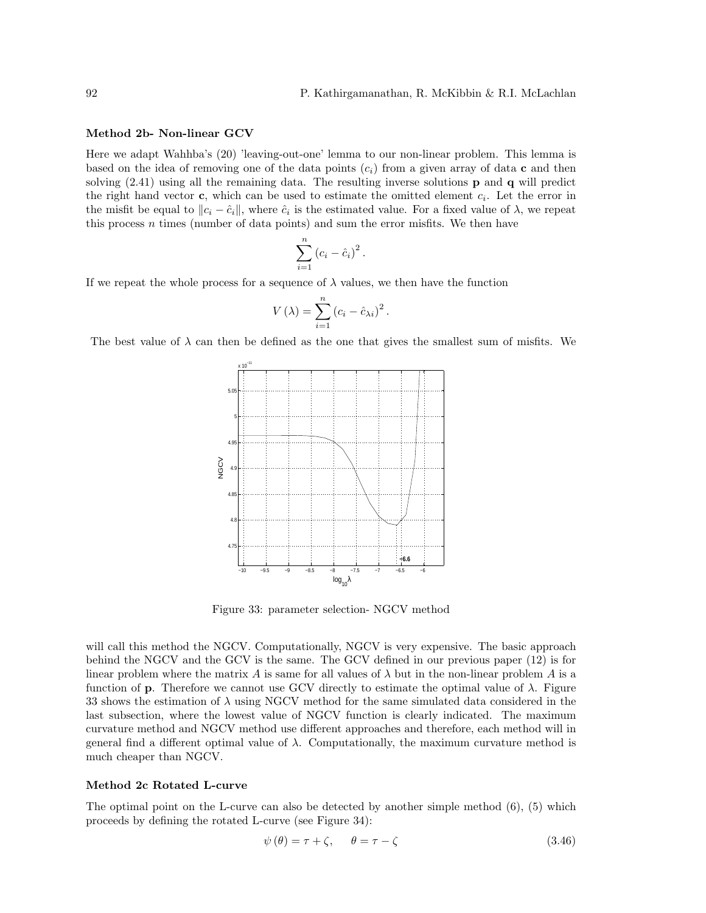**Method 2b- Non-linear GCV**

Here we adapt Wahhba's (20) 'leaving-out-one' lemma to our non-linear problem. This lemma is based on the idea of removing one of the data points ($c_i$) from a given array of data $\mathbf{c}$ and then solving (2.41) using all the remaining data. The resulting inverse solutions $\mathbf{p}$ and $\mathbf{q}$ will predict the right hand vector $\mathbf{c}$, which can be used to estimate the omitted element $c_i$. Let the error in the misfit be equal to $\|c_i - \hat{c}_i\|$, where $\hat{c}_i$ is the estimated value. For a fixed value of $\lambda$, we repeat this process $n$ times (number of data points) and sum the error misfits. We then have

$$\sum_{i=1}^{n} (c_i - \hat{c}_i)^2 .$$

If we repeat the whole process for a sequence of $\lambda$ values, we then have the function

$$V(\lambda) = \sum_{i=1}^{n} (c_i - \hat{c}_{\lambda i})^2 .$$

The best value of $\lambda$ can then be defined as the one that gives the smallest sum of misfits. We will call this method the NGCV. Computationally, NGCV is very expensive. The basic approach behind the NGCV and the GCV is the same. The GCV defined in our previous paper (12) is for linear problem where the matrix $A$ is same for all values of $\lambda$ but in the non-linear problem $A$ is a function of $\mathbf{p}$. Therefore we cannot use GCV directly to estimate the optimal value of $\lambda$. Figure 33 shows the estimation of $\lambda$ using NGCV method for the same simulated data considered in the last subsection, where the lowest value of NGCV function is clearly indicated. The maximum curvature method and NGCV method use different approaches and therefore, each method will in general find a different optimal value of $\lambda$. Computationally, the maximum curvature method is much cheaper than NGCV.

Figure 33: parameter selection- NGCV method

**Method 2c Rotated L-curve**

The optimal point on the L-curve can also be detected by another simple method (6), (5) which proceeds by defining the rotated L-curve (see Figure 34):

$$\psi(\theta) = \tau + \zeta, \qquad \theta = \tau - \zeta \tag{3.46}$$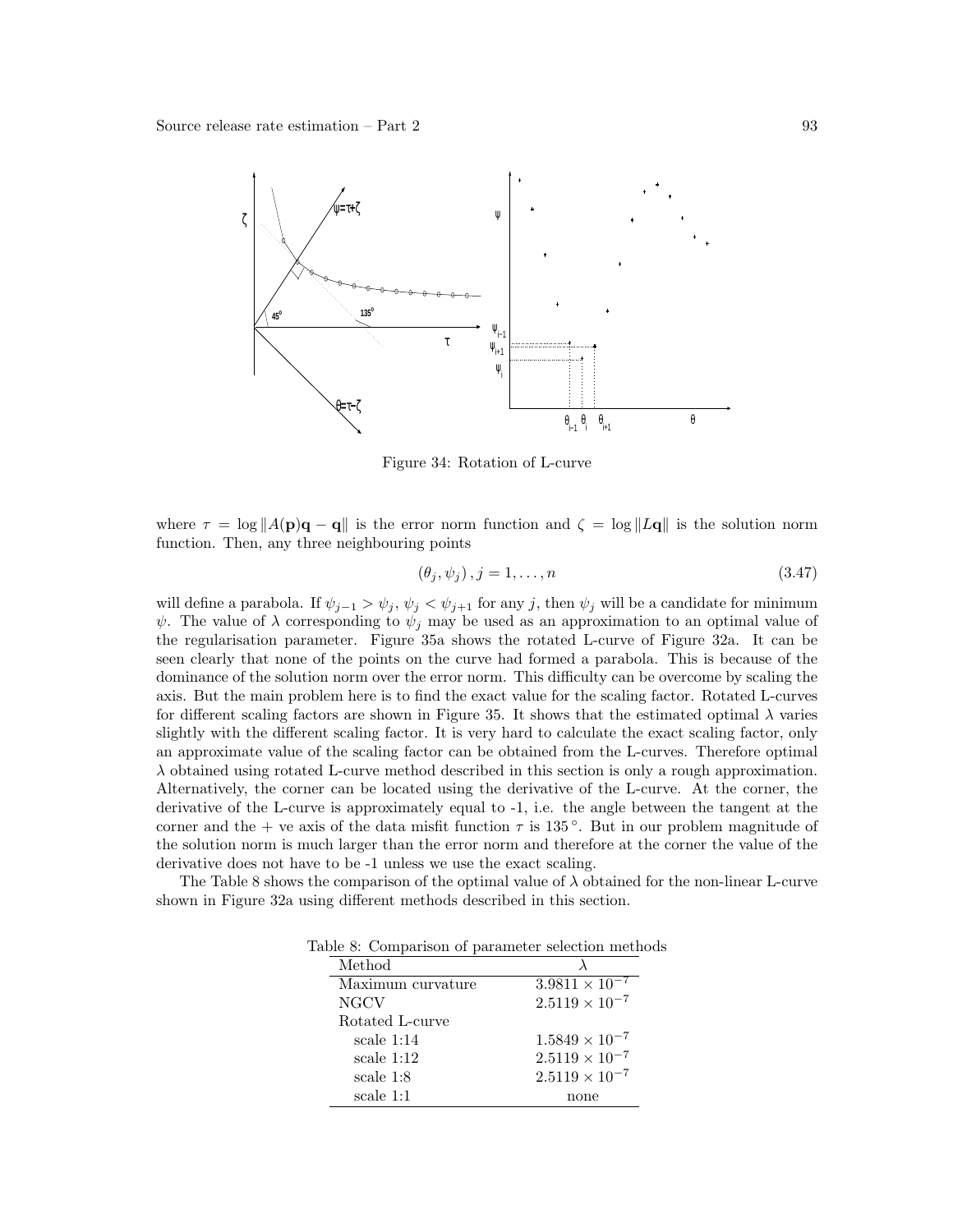Figure 34: Rotation of L-curve

where $\tau = \log \|A(\mathbf{p})\mathbf{q} - \mathbf{q}\|$ is the error norm function and $\zeta = \log \|L\mathbf{q}\|$ is the solution norm function. Then, any three neighbouring points

$$(\theta_j, \psi_j), j = 1, \ldots, n \tag{3.47}$$

will define a parabola. If $\psi_{j-1} > \psi_j$, $\psi_j < \psi_{j+1}$ for any $j$, then $\psi_j$ will be a candidate for minimum $\psi$. The value of $\lambda$ corresponding to $\psi_j$ may be used as an approximation to an optimal value of the regularisation parameter. Figure 35a shows the rotated L-curve of Figure 32a. It can be seen clearly that none of the points on the curve had formed a parabola. This is because of the dominance of the solution norm over the error norm. This difficulty can be overcome by scaling the axis. But the main problem here is to find the exact value for the scaling factor. Rotated L-curves for different scaling factors are shown in Figure 35. It shows that the estimated optimal $\lambda$ varies slightly with the different scaling factor. It is very hard to calculate the exact scaling factor, only an approximate value of the scaling factor can be obtained from the L-curves. Therefore optimal $\lambda$ obtained using rotated L-curve method described in this section is only a rough approximation. Alternatively, the corner can be located using the derivative of the L-curve. At the corner, the derivative of the L-curve is approximately equal to -1, i.e. the angle between the tangent at the corner and the + ve axis of the data misfit function $\tau$ is $135^\circ$. But in our problem magnitude of the solution norm is much larger than the error norm and therefore at the corner the value of the derivative does not have to be -1 unless we use the exact scaling.

The Table 8 shows the comparison of the optimal value of $\lambda$ obtained for the non-linear L-curve shown in Figure 32a using different methods described in this section.

Table 8: Comparison of parameter selection methods

| Method | $\lambda$ |
|---|---|
| Maximum curvature | $3.9811 \times 10^{-7}$ |
| NGCV | $2.5119 \times 10^{-7}$ |
| Rotated L-curve | |
| scale 1:14 | $1.5849 \times 10^{-7}$ |
| scale 1:12 | $2.5119 \times 10^{-7}$ |
| scale 1:8 | $2.5119 \times 10^{-7}$ |
| scale 1:1 | none |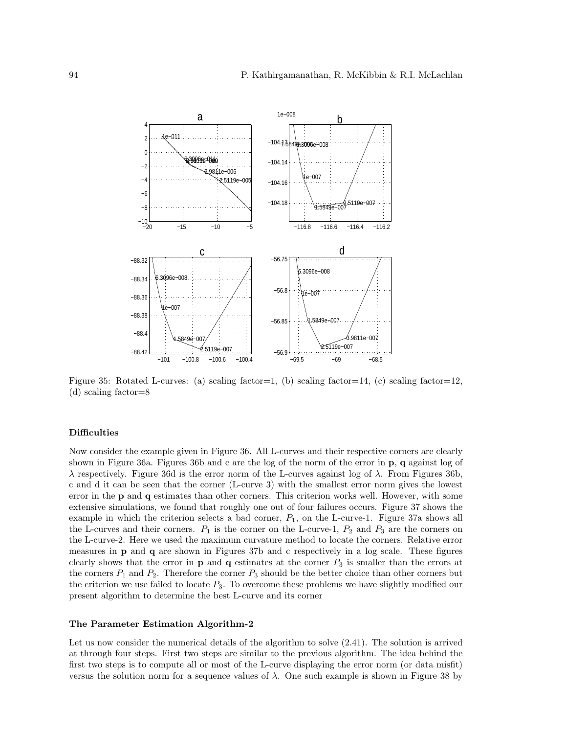Figure 35: Rotated L-curves: (a) scaling factor=1, (b) scaling factor=14, (c) scaling factor=12, (d) scaling factor=8

#### Difficulties

Now consider the example given in Figure 36. All L-curves and their respective corners are clearly shown in Figure 36a. Figures 36b and c are the log of the norm of the error in **p**, **q** against log of $\lambda$ respectively. Figure 36d is the error norm of the L-curves against log of $\lambda$. From Figures 36b, c and d it can be seen that the corner (L-curve 3) with the smallest error norm gives the lowest error in the **p** and **q** estimates than other corners. This criterion works well. However, with some extensive simulations, we found that roughly one out of four failures occurs. Figure 37 shows the example in which the criterion selects a bad corner, $P_1$, on the L-curve-1. Figure 37a shows all the L-curves and their corners. $P_1$ is the corner on the L-curve-1, $P_2$ and $P_3$ are the corners on the L-curve-2. Here we used the maximum curvature method to locate the corners. Relative error measures in **p** and **q** are shown in Figures 37b and c respectively in a log scale. These figures clearly shows that the error in **p** and **q** estimates at the corner $P_3$ is smaller than the errors at the corners $P_1$ and $P_2$. Therefore the corner $P_3$ should be the better choice than other corners but the criterion we use failed to locate $P_3$. To overcome these problems we have slightly modified our present algorithm to determine the best L-curve and its corner

#### The Parameter Estimation Algorithm-2

Let us now consider the numerical details of the algorithm to solve (2.41). The solution is arrived at through four steps. First two steps are similar to the previous algorithm. The idea behind the first two steps is to compute all or most of the L-curve displaying the error norm (or data misfit) versus the solution norm for a sequence values of $\lambda$. One such example is shown in Figure 38 by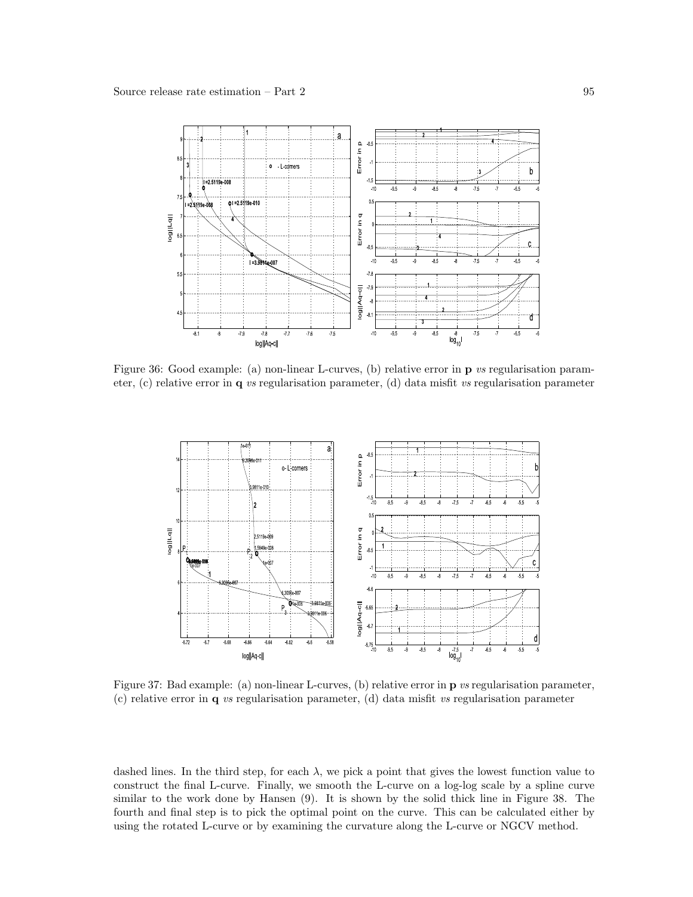Figure 36: Good example: (a) non-linear L-curves, (b) relative error in **p** *vs* regularisation parameter, (c) relative error in **q** *vs* regularisation parameter, (d) data misfit *vs* regularisation parameter

Figure 37: Bad example: (a) non-linear L-curves, (b) relative error in **p** *vs* regularisation parameter, (c) relative error in **q** *vs* regularisation parameter, (d) data misfit *vs* regularisation parameter

dashed lines. In the third step, for each $\lambda$, we pick a point that gives the lowest function value to construct the final L-curve. Finally, we smooth the L-curve on a log-log scale by a spline curve similar to the work done by Hansen (9). It is shown by the solid thick line in Figure 38. The fourth and final step is to pick the optimal point on the curve. This can be calculated either by using the rotated L-curve or by examining the curvature along the L-curve or NGCV method.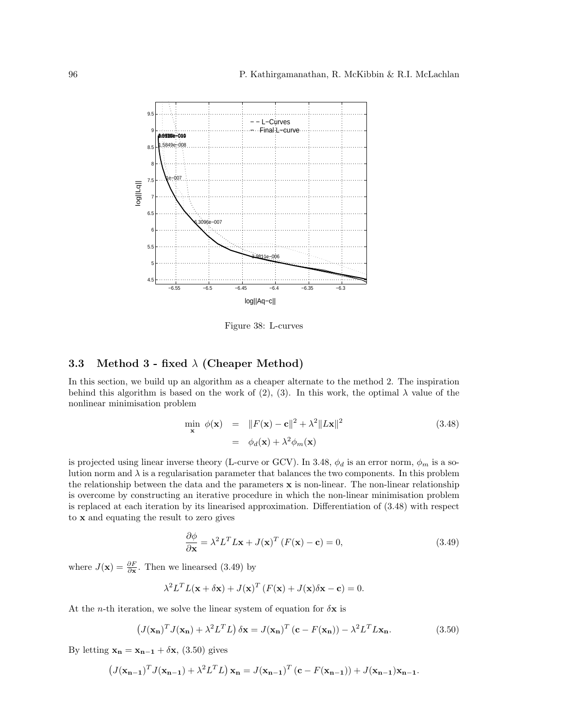Figure 38: L-curves

### 3.3 Method 3 - fixed $\lambda$ (Cheaper Method)

In this section, we build up an algorithm as a cheaper alternate to the method 2. The inspiration behind this algorithm is based on the work of (2), (3). In this work, the optimal $\lambda$ value of the nonlinear minimisation problem

$$\begin{aligned} \min_{\mathbf{x}} \ \phi(\mathbf{x}) &= \|F(\mathbf{x}) - \mathbf{c}\|^2 + \lambda^2 \|L\mathbf{x}\|^2 \\ &= \phi_d(\mathbf{x}) + \lambda^2 \phi_m(\mathbf{x}) \end{aligned} \tag{3.48}$$

is projected using linear inverse theory (L-curve or GCV). In 3.48, $\phi_d$ is an error norm, $\phi_m$ is a solution norm and $\lambda$ is a regularisation parameter that balances the two components. In this problem the relationship between the data and the parameters $\mathbf{x}$ is non-linear. The non-linear relationship is overcome by constructing an iterative procedure in which the non-linear minimisation problem is replaced at each iteration by its linearised approximation. Differentiation of (3.48) with respect to $\mathbf{x}$ and equating the result to zero gives

$$\frac{\partial \phi}{\partial \mathbf{x}} = \lambda^2 L^T L\mathbf{x} + J(\mathbf{x})^T (F(\mathbf{x}) - \mathbf{c}) = 0, \tag{3.49}$$

where $J(\mathbf{x}) = \frac{\partial F}{\partial \mathbf{x}}$. Then we linearsed (3.49) by

$$\lambda^2 L^T L(\mathbf{x} + \delta\mathbf{x}) + J(\mathbf{x})^T (F(\mathbf{x}) + J(\mathbf{x})\delta\mathbf{x} - \mathbf{c}) = 0.$$

At the $n$-th iteration, we solve the linear system of equation for $\delta\mathbf{x}$ is

$$\left(J(\mathbf{x_n})^T J(\mathbf{x_n}) + \lambda^2 L^T L\right) \delta\mathbf{x} = J(\mathbf{x_n})^T (\mathbf{c} - F(\mathbf{x_n})) - \lambda^2 L^T L\mathbf{x_n}. \tag{3.50}$$

By letting $\mathbf{x_n} = \mathbf{x_{n-1}} + \delta\mathbf{x}$, (3.50) gives

$$\left(J(\mathbf{x_{n-1}})^T J(\mathbf{x_{n-1}}) + \lambda^2 L^T L\right) \mathbf{x_n} = J(\mathbf{x_{n-1}})^T (\mathbf{c} - F(\mathbf{x_{n-1}})) + J(\mathbf{x_{n-1}})\mathbf{x_{n-1}}.$$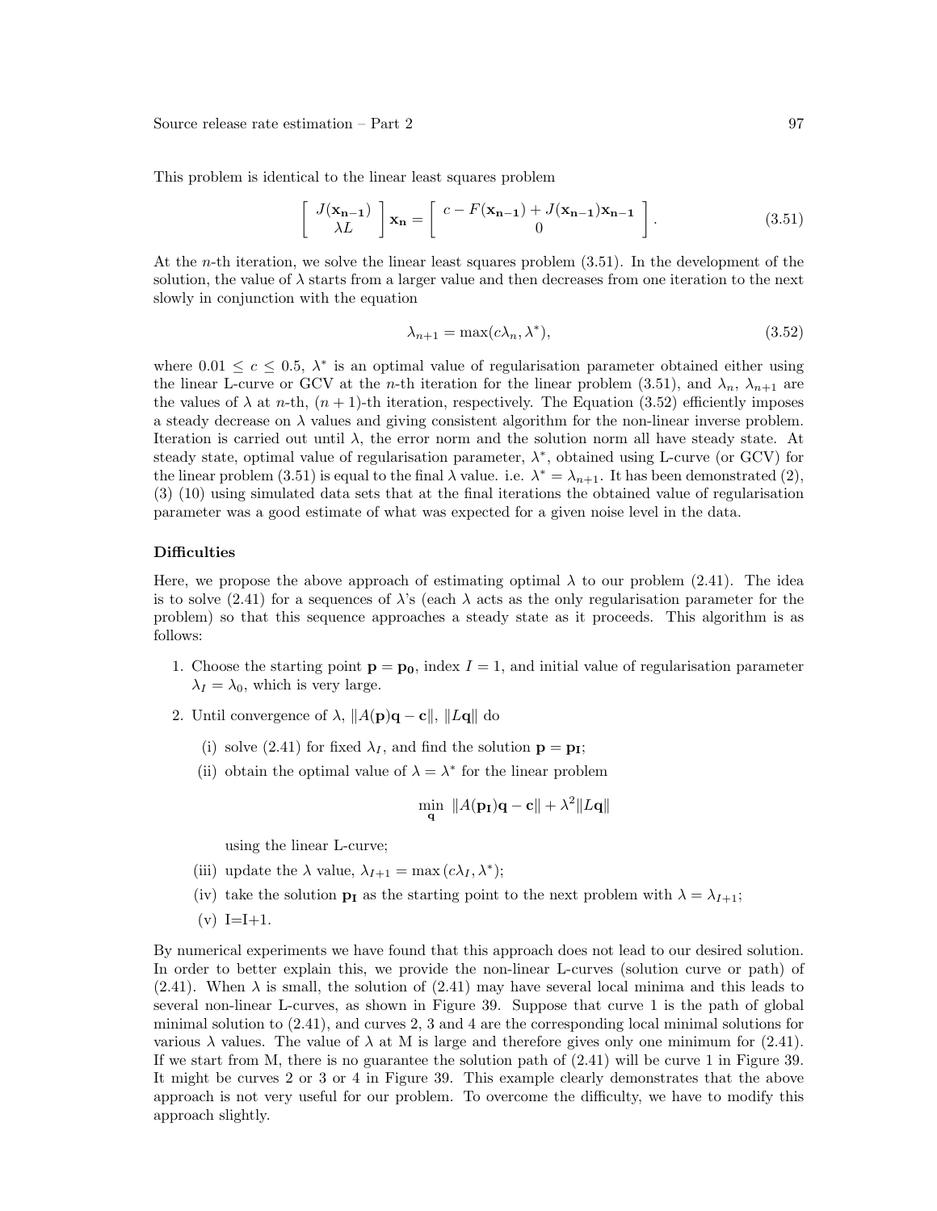This problem is identical to the linear least squares problem

$$\left[ \begin{array}{c} J(\mathbf{x_{n-1}}) \\ \lambda L \end{array} \right] \mathbf{x_n} = \left[ \begin{array}{c} c - F(\mathbf{x_{n-1}}) + J(\mathbf{x_{n-1}})\mathbf{x_{n-1}} \\ 0 \end{array} \right]. \tag{3.51}$$

At the $n$-th iteration, we solve the linear least squares problem (3.51). In the development of the solution, the value of $\lambda$ starts from a larger value and then decreases from one iteration to the next slowly in conjunction with the equation

$$\lambda_{n+1} = \max(c\lambda_n, \lambda^*), \tag{3.52}$$

where $0.01 \leq c \leq 0.5$, $\lambda^*$ is an optimal value of regularisation parameter obtained either using the linear L-curve or GCV at the $n$-th iteration for the linear problem (3.51), and $\lambda_n$, $\lambda_{n+1}$ are the values of $\lambda$ at $n$-th, $(n+1)$-th iteration, respectively. The Equation (3.52) efficiently imposes a steady decrease on $\lambda$ values and giving consistent algorithm for the non-linear inverse problem. Iteration is carried out until $\lambda$, the error norm and the solution norm all have steady state. At steady state, optimal value of regularisation parameter, $\lambda^*$, obtained using L-curve (or GCV) for the linear problem (3.51) is equal to the final $\lambda$ value. i.e. $\lambda^* = \lambda_{n+1}$. It has been demonstrated (2), (3) (10) using simulated data sets that at the final iterations the obtained value of regularisation parameter was a good estimate of what was expected for a given noise level in the data.

**Difficulties**

Here, we propose the above approach of estimating optimal $\lambda$ to our problem (2.41). The idea is to solve (2.41) for a sequences of $\lambda$'s (each $\lambda$ acts as the only regularisation parameter for the problem) so that this sequence approaches a steady state as it proceeds. This algorithm is as follows:

1. Choose the starting point $\mathbf{p} = \mathbf{p_0}$, index $I = 1$, and initial value of regularisation parameter $\lambda_I = \lambda_0$, which is very large.
2. Until convergence of $\lambda$, $\|A(\mathbf{p})\mathbf{q} - \mathbf{c}\|$, $\|L\mathbf{q}\|$ do
   - (i) solve (2.41) for fixed $\lambda_I$, and find the solution $\mathbf{p} = \mathbf{p_I}$;
   - (ii) obtain the optimal value of $\lambda = \lambda^*$ for the linear problem
   $$\min_{\mathbf{q}} \ \|A(\mathbf{p_I})\mathbf{q} - \mathbf{c}\| + \lambda^2 \|L\mathbf{q}\|$$
   using the linear L-curve;
   - (iii) update the $\lambda$ value, $\lambda_{I+1} = \max(c\lambda_I, \lambda^*)$;
   - (iv) take the solution $\mathbf{p_I}$ as the starting point to the next problem with $\lambda = \lambda_{I+1}$;
   - (v) I=I+1.

By numerical experiments we have found that this approach does not lead to our desired solution. In order to better explain this, we provide the non-linear L-curves (solution curve or path) of (2.41). When $\lambda$ is small, the solution of (2.41) may have several local minima and this leads to several non-linear L-curves, as shown in Figure 39. Suppose that curve 1 is the path of global minimal solution to (2.41), and curves 2, 3 and 4 are the corresponding local minimal solutions for various $\lambda$ values. The value of $\lambda$ at M is large and therefore gives only one minimum for (2.41). If we start from M, there is no guarantee the solution path of (2.41) will be curve 1 in Figure 39. It might be curves 2 or 3 or 4 in Figure 39. This example clearly demonstrates that the above approach is not very useful for our problem. To overcome the difficulty, we have to modify this approach slightly.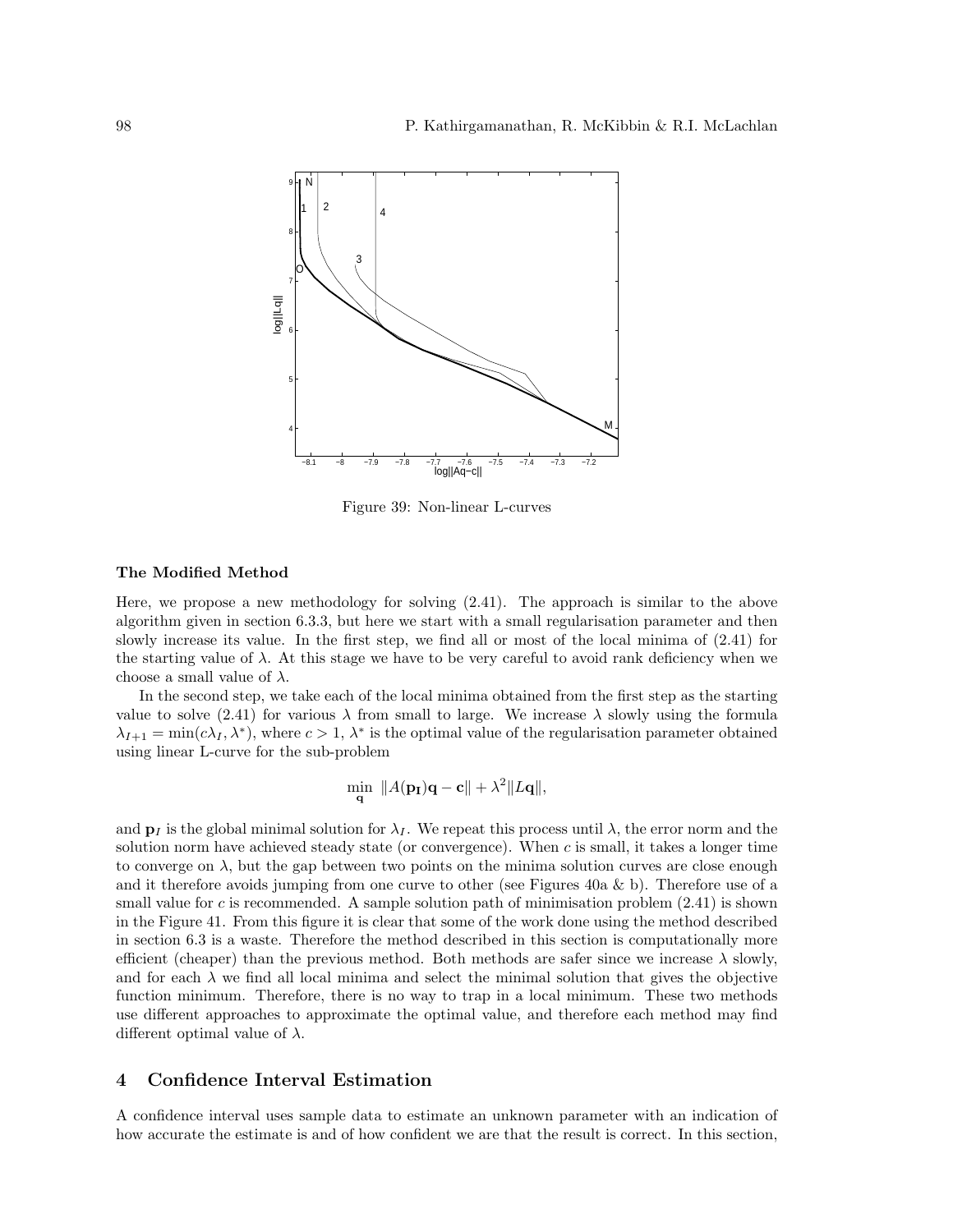Figure 39: Non-linear L-curves

### The Modified Method

Here, we propose a new methodology for solving (2.41). The approach is similar to the above algorithm given in section 6.3.3, but here we start with a small regularisation parameter and then slowly increase its value. In the first step, we find all or most of the local minima of (2.41) for the starting value of $\lambda$. At this stage we have to be very careful to avoid rank deficiency when we choose a small value of $\lambda$.

In the second step, we take each of the local minima obtained from the first step as the starting value to solve (2.41) for various $\lambda$ from small to large. We increase $\lambda$ slowly using the formula $\lambda_{I+1} = \min(c\lambda_I, \lambda^*)$, where $c > 1$, $\lambda^*$ is the optimal value of the regularisation parameter obtained using linear L-curve for the sub-problem

$$\min_{\mathbf{q}} \ \|A(\mathbf{p_I})\mathbf{q} - \mathbf{c}\| + \lambda^2 \|L\mathbf{q}\|,$$

and $\mathbf{p}_I$ is the global minimal solution for $\lambda_I$. We repeat this process until $\lambda$, the error norm and the solution norm have achieved steady state (or convergence). When $c$ is small, it takes a longer time to converge on $\lambda$, but the gap between two points on the minima solution curves are close enough and it therefore avoids jumping from one curve to other (see Figures 40a & b). Therefore use of a small value for $c$ is recommended. A sample solution path of minimisation problem (2.41) is shown in the Figure 41. From this figure it is clear that some of the work done using the method described in section 6.3 is a waste. Therefore the method described in this section is computationally more efficient (cheaper) than the previous method. Both methods are safer since we increase $\lambda$ slowly, and for each $\lambda$ we find all local minima and select the minimal solution that gives the objective function minimum. Therefore, there is no way to trap in a local minimum. These two methods use different approaches to approximate the optimal value, and therefore each method may find different optimal value of $\lambda$.

## 4 Confidence Interval Estimation

A confidence interval uses sample data to estimate an unknown parameter with an indication of how accurate the estimate is and of how confident we are that the result is correct. In this section,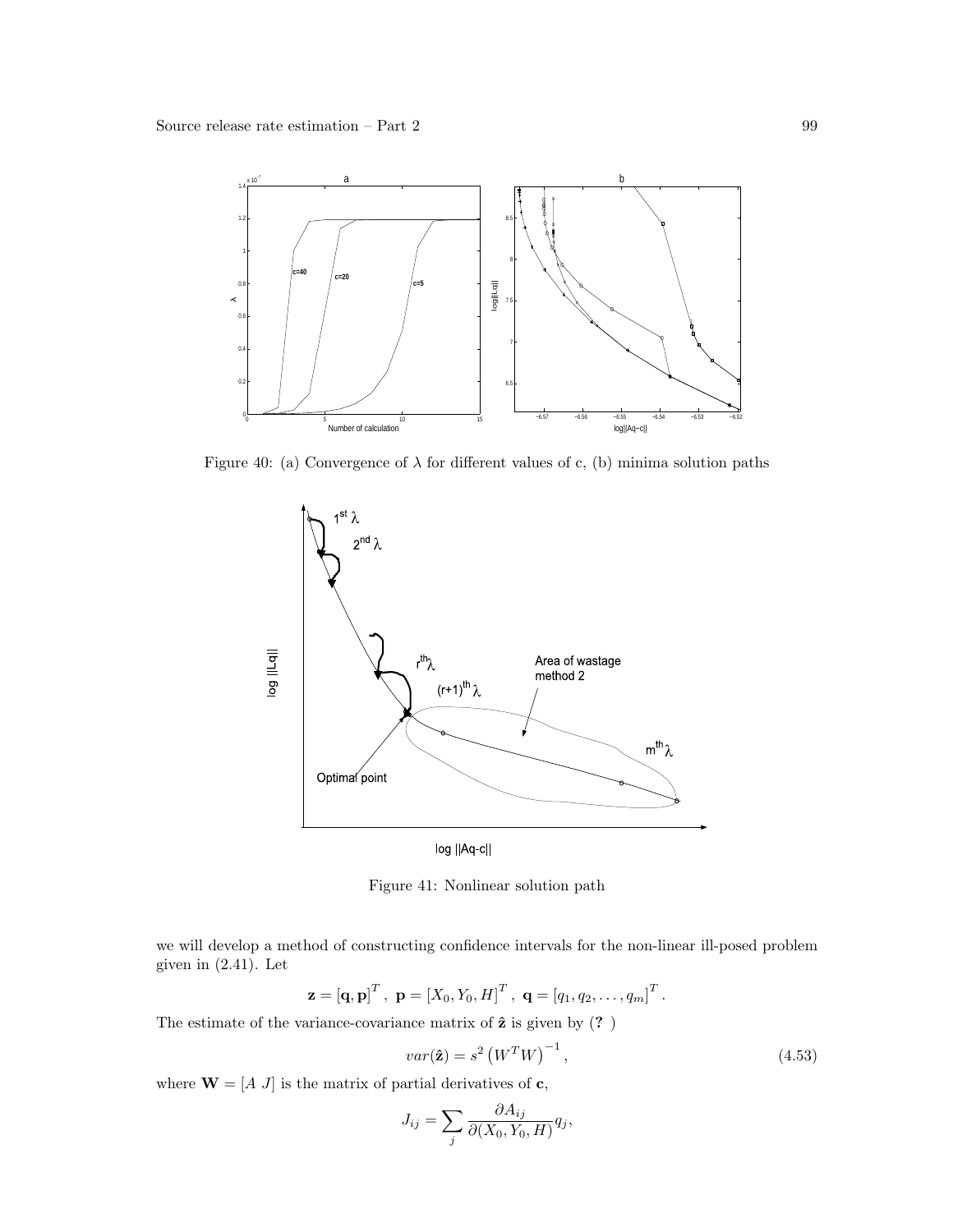Figure 40: (a) Convergence of $\lambda$ for different values of c, (b) minima solution paths

Figure 41: Nonlinear solution path

we will develop a method of constructing confidence intervals for the non-linear ill-posed problem given in (2.41). Let

$$\mathbf{z} = [\mathbf{q}, \mathbf{p}]^T, \ \mathbf{p} = [X_0, Y_0, H]^T, \ \mathbf{q} = [q_1, q_2, \ldots, q_m]^T.$$

The estimate of the variance-covariance matrix of $\hat{\mathbf{z}}$ is given by (? )

$$var(\hat{\mathbf{z}}) = s^2 \left(W^T W\right)^{-1}, \tag{4.53}$$

where $\mathbf{W} = [A \ J]$ is the matrix of partial derivatives of $\mathbf{c}$,

$$J_{ij} = \sum_j \frac{\partial A_{ij}}{\partial (X_0, Y_0, H)} q_j,$$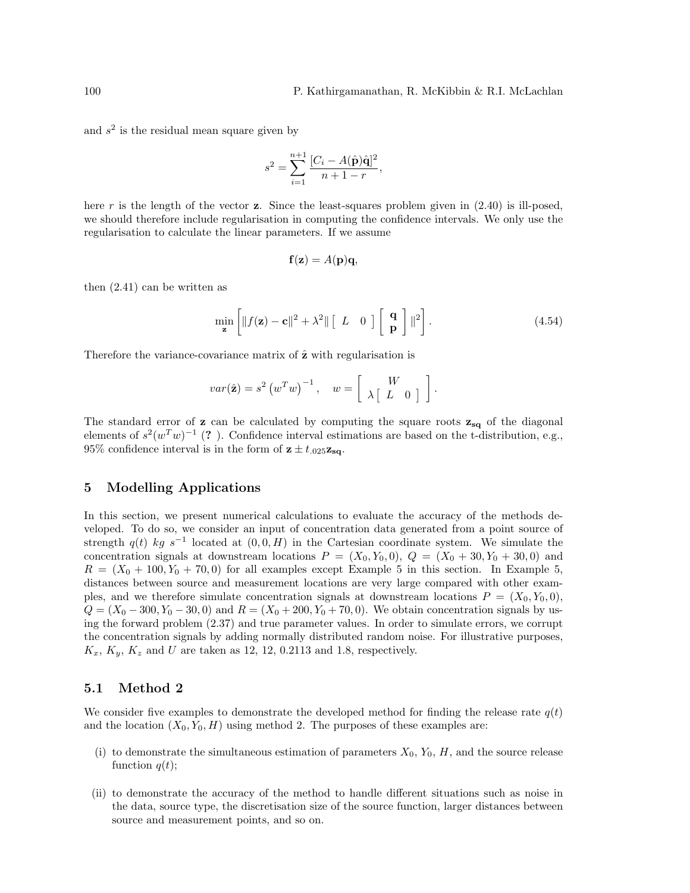and $s^2$ is the residual mean square given by

$$s^2 = \sum_{i=1}^{n+1} \frac{[C_i - A(\hat{\mathbf{p}})\hat{\mathbf{q}}]^2}{n+1-r},$$

here $r$ is the length of the vector $\mathbf{z}$. Since the least-squares problem given in (2.40) is ill-posed, we should therefore include regularisation in computing the confidence intervals. We only use the regularisation to calculate the linear parameters. If we assume

$$\mathbf{f}(\mathbf{z}) = A(\mathbf{p})\mathbf{q},$$

then (2.41) can be written as

$$\min_{\mathbf{z}} \left[ \|f(\mathbf{z}) - \mathbf{c}\|^2 + \lambda^2 \| \begin{bmatrix} L & 0 \end{bmatrix} \begin{bmatrix} \mathbf{q} \\ \mathbf{p} \end{bmatrix} \|^2 \right]. \tag{4.54}$$

Therefore the variance-covariance matrix of $\hat{\mathbf{z}}$ with regularisation is

$$var(\hat{\mathbf{z}}) = s^2 \left(w^T w\right)^{-1}, \quad w = \begin{bmatrix} W \\ \lambda \begin{bmatrix} L & 0 \end{bmatrix} \end{bmatrix}.$$

The standard error of $\mathbf{z}$ can be calculated by computing the square roots $\mathbf{z_{sq}}$ of the diagonal elements of $s^2(w^T w)^{-1}$ (? ). Confidence interval estimations are based on the t-distribution, e.g., 95% confidence interval is in the form of $\mathbf{z} \pm t_{.025}\mathbf{z_{sq}}$.

## 5 Modelling Applications

In this section, we present numerical calculations to evaluate the accuracy of the methods developed. To do so, we consider an input of concentration data generated from a point source of strength $q(t)$ $kg\ s^{-1}$ located at $(0, 0, H)$ in the Cartesian coordinate system. We simulate the concentration signals at downstream locations $P = (X_0, Y_0, 0)$, $Q = (X_0 + 30, Y_0 + 30, 0)$ and $R = (X_0 + 100, Y_0 + 70, 0)$ for all examples except Example 5 in this section. In Example 5, distances between source and measurement locations are very large compared with other examples, and we therefore simulate concentration signals at downstream locations $P = (X_0, Y_0, 0)$, $Q = (X_0 - 300, Y_0 - 30, 0)$ and $R = (X_0 + 200, Y_0 + 70, 0)$. We obtain concentration signals by using the forward problem (2.37) and true parameter values. In order to simulate errors, we corrupt the concentration signals by adding normally distributed random noise. For illustrative purposes, $K_x$, $K_y$, $K_z$ and $U$ are taken as 12, 12, 0.2113 and 1.8, respectively.

### 5.1 Method 2

We consider five examples to demonstrate the developed method for finding the release rate $q(t)$ and the location $(X_0, Y_0, H)$ using method 2. The purposes of these examples are:

(i) to demonstrate the simultaneous estimation of parameters $X_0$, $Y_0$, $H$, and the source release function $q(t)$;

(ii) to demonstrate the accuracy of the method to handle different situations such as noise in the data, source type, the discretisation size of the source function, larger distances between source and measurement points, and so on.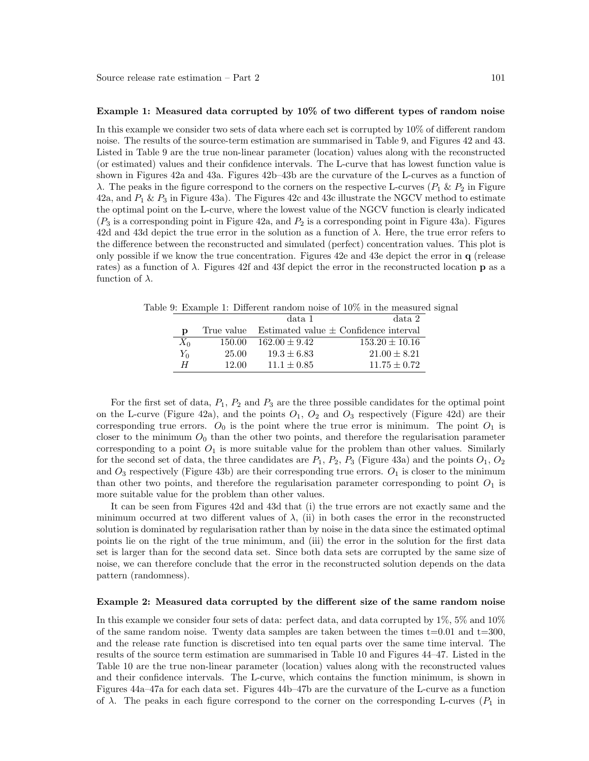**Example 1: Measured data corrupted by 10% of two different types of random noise**

In this example we consider two sets of data where each set is corrupted by 10% of different random noise. The results of the source-term estimation are summarised in Table 9, and Figures 42 and 43. Listed in Table 9 are the true non-linear parameter (location) values along with the reconstructed (or estimated) values and their confidence intervals. The L-curve that has lowest function value is shown in Figures 42a and 43a. Figures 42b–43b are the curvature of the L-curves as a function of $\lambda$. The peaks in the figure correspond to the corners on the respective L-curves ($P_1$ & $P_2$ in Figure 42a, and $P_1$ & $P_3$ in Figure 43a). The Figures 42c and 43c illustrate the NGCV method to estimate the optimal point on the L-curve, where the lowest value of the NGCV function is clearly indicated ($P_3$ is a corresponding point in Figure 42a, and $P_2$ is a corresponding point in Figure 43a). Figures 42d and 43d depict the true error in the solution as a function of $\lambda$. Here, the true error refers to the difference between the reconstructed and simulated (perfect) concentration values. This plot is only possible if we know the true concentration. Figures 42e and 43e depict the error in **q** (release rates) as a function of $\lambda$. Figures 42f and 43f depict the error in the reconstructed location **p** as a function of $\lambda$.

Table 9: Example 1: Different random noise of 10% in the measured signal

| | | data 1 | data 2 |
|---|---|---|---|
| **p** | True value | Estimated value ± Confidence interval | |
| $X_0$ | 150.00 | $162.00 \pm 9.42$ | $153.20 \pm 10.16$ |
| $Y_0$ | 25.00 | $19.3 \pm 6.83$ | $21.00 \pm 8.21$ |
| $H$ | 12.00 | $11.1 \pm 0.85$ | $11.75 \pm 0.72$ |

For the first set of data, $P_1$, $P_2$ and $P_3$ are the three possible candidates for the optimal point on the L-curve (Figure 42a), and the points $O_1$, $O_2$ and $O_3$ respectively (Figure 42d) are their corresponding true errors. $O_0$ is the point where the true error is minimum. The point $O_1$ is closer to the minimum $O_0$ than the other two points, and therefore the regularisation parameter corresponding to a point $O_1$ is more suitable value for the problem than other values. Similarly for the second set of data, the three candidates are $P_1$, $P_2$, $P_3$ (Figure 43a) and the points $O_1$, $O_2$ and $O_3$ respectively (Figure 43b) are their corresponding true errors. $O_1$ is closer to the minimum than other two points, and therefore the regularisation parameter corresponding to point $O_1$ is more suitable value for the problem than other values.

It can be seen from Figures 42d and 43d that (i) the true errors are not exactly same and the minimum occurred at two different values of $\lambda$, (ii) in both cases the error in the reconstructed solution is dominated by regularisation rather than by noise in the data since the estimated optimal points lie on the right of the true minimum, and (iii) the error in the solution for the first data set is larger than for the second data set. Since both data sets are corrupted by the same size of noise, we can therefore conclude that the error in the reconstructed solution depends on the data pattern (randomness).

**Example 2: Measured data corrupted by the different size of the same random noise**

In this example we consider four sets of data: perfect data, and data corrupted by 1%, 5% and 10% of the same random noise. Twenty data samples are taken between the times t=0.01 and t=300, and the release rate function is discretised into ten equal parts over the same time interval. The results of the source term estimation are summarised in Table 10 and Figures 44–47. Listed in the Table 10 are the true non-linear parameter (location) values along with the reconstructed values and their confidence intervals. The L-curve, which contains the function minimum, is shown in Figures 44a–47a for each data set. Figures 44b–47b are the curvature of the L-curve as a function of $\lambda$. The peaks in each figure correspond to the corner on the corresponding L-curves ($P_1$ in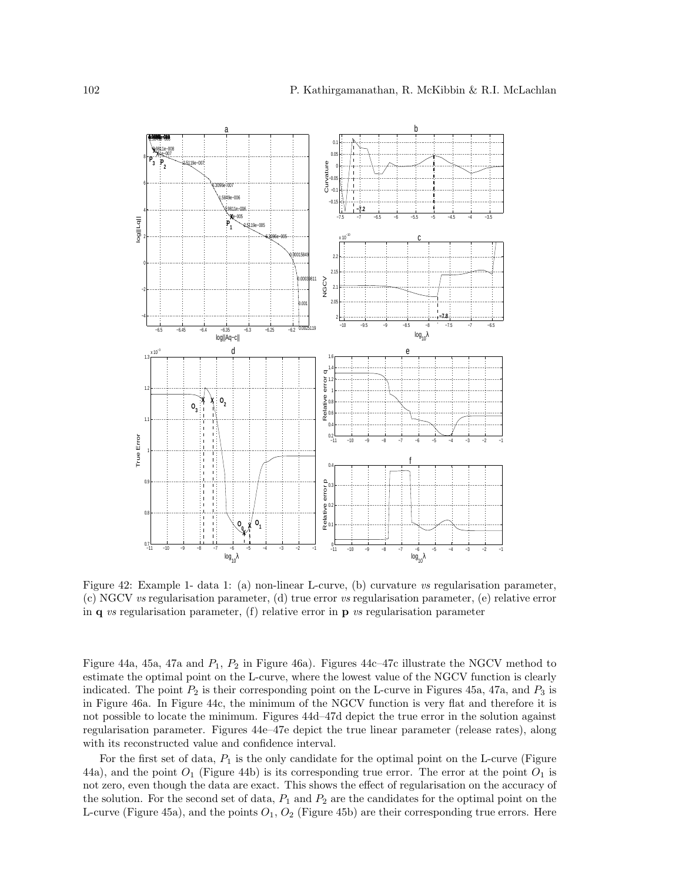Figure 42: Example 1- data 1: (a) non-linear L-curve, (b) curvature *vs* regularisation parameter, (c) NGCV *vs* regularisation parameter, (d) true error *vs* regularisation parameter, (e) relative error in **q** *vs* regularisation parameter, (f) relative error in **p** *vs* regularisation parameter

Figure 44a, 45a, 47a and $P_1$, $P_2$ in Figure 46a). Figures 44c–47c illustrate the NGCV method to estimate the optimal point on the L-curve, where the lowest value of the NGCV function is clearly indicated. The point $P_2$ is their corresponding point on the L-curve in Figures 45a, 47a, and $P_3$ is in Figure 46a. In Figure 44c, the minimum of the NGCV function is very flat and therefore it is not possible to locate the minimum. Figures 44d–47d depict the true error in the solution against regularisation parameter. Figures 44e–47e depict the true linear parameter (release rates), along with its reconstructed value and confidence interval.

For the first set of data, $P_1$ is the only candidate for the optimal point on the L-curve (Figure 44a), and the point $O_1$ (Figure 44b) is its corresponding true error. The error at the point $O_1$ is not zero, even though the data are exact. This shows the effect of regularisation on the accuracy of the solution. For the second set of data, $P_1$ and $P_2$ are the candidates for the optimal point on the L-curve (Figure 45a), and the points $O_1$, $O_2$ (Figure 45b) are their corresponding true errors. Here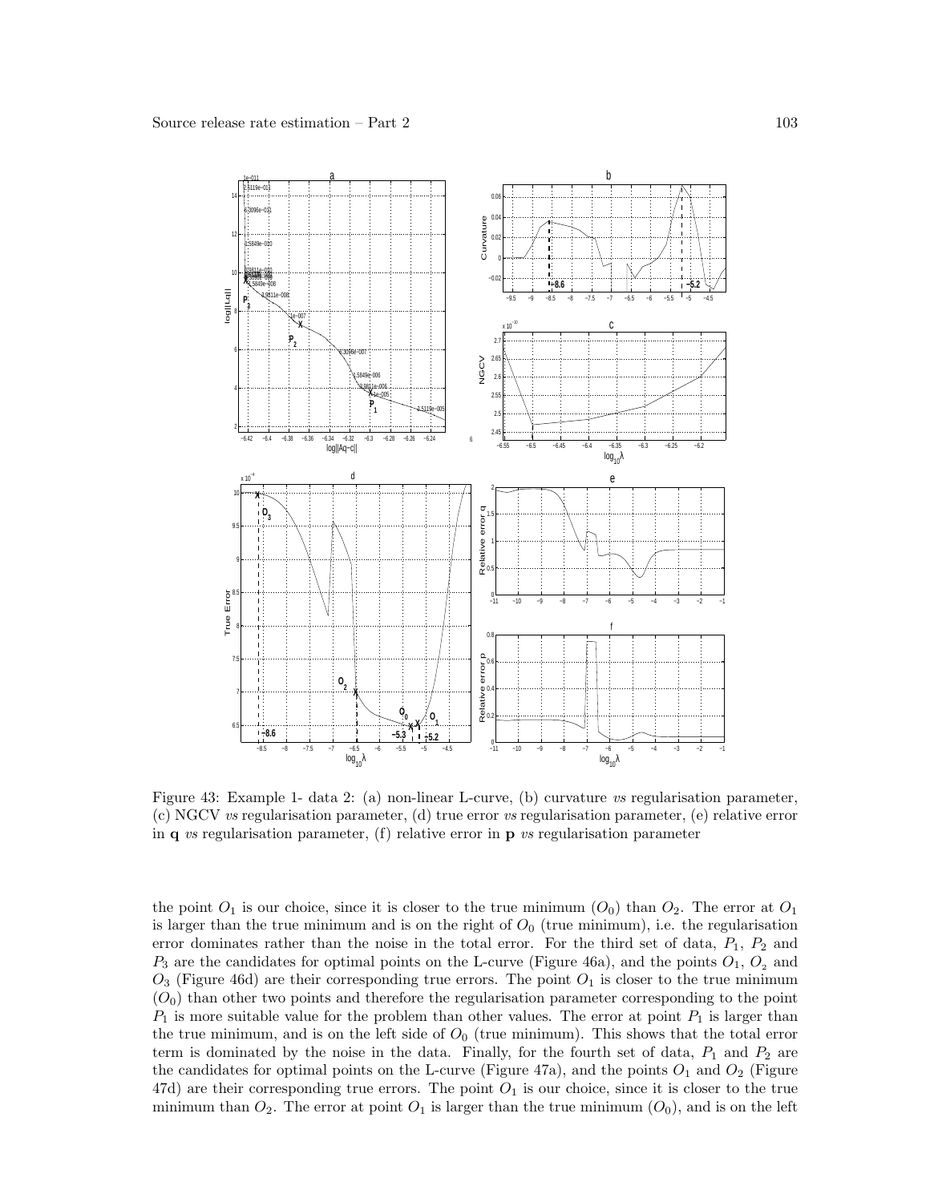Figure 43: Example 1- data 2: (a) non-linear L-curve, (b) curvature *vs* regularisation parameter, (c) NGCV *vs* regularisation parameter, (d) true error *vs* regularisation parameter, (e) relative error in **q** *vs* regularisation parameter, (f) relative error in **p** *vs* regularisation parameter

the point $O_1$ is our choice, since it is closer to the true minimum ($O_0$) than $O_2$. The error at $O_1$ is larger than the true minimum and is on the right of $O_0$ (true minimum), i.e. the regularisation error dominates rather than the noise in the total error. For the third set of data, $P_1$, $P_2$ and $P_3$ are the candidates for optimal points on the L-curve (Figure 46a), and the points $O_1$, $O_2$ and $O_3$ (Figure 46d) are their corresponding true errors. The point $O_1$ is closer to the true minimum ($O_0$) than other two points and therefore the regularisation parameter corresponding to the point $P_1$ is more suitable value for the problem than other values. The error at point $P_1$ is larger than the true minimum, and is on the left side of $O_0$ (true minimum). This shows that the total error term is dominated by the noise in the data. Finally, for the fourth set of data, $P_1$ and $P_2$ are the candidates for optimal points on the L-curve (Figure 47a), and the points $O_1$ and $O_2$ (Figure 47d) are their corresponding true errors. The point $O_1$ is our choice, since it is closer to the true minimum than $O_2$. The error at point $O_1$ is larger than the true minimum ($O_0$), and is on the left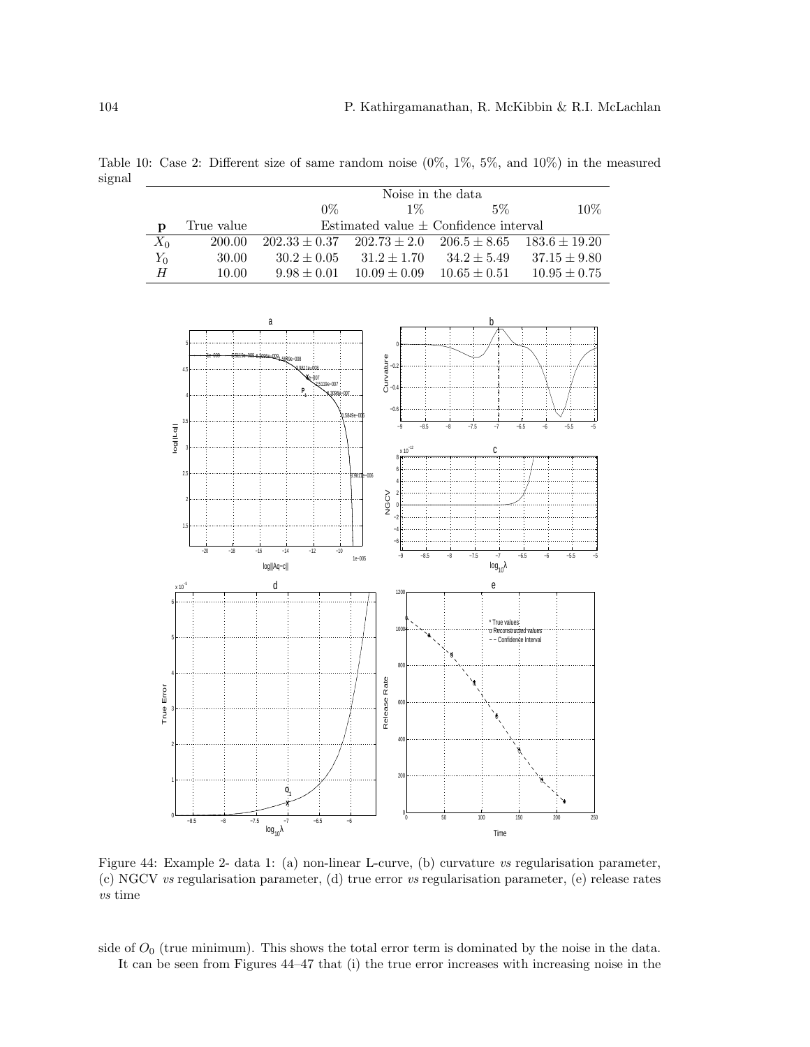Table 10: Case 2: Different size of same random noise (0%, 1%, 5%, and 10%) in the measured signal

| | | Noise in the data | | | |
|---|---|---|---|---|---|
| | | 0% | 1% | 5% | 10% |
| **p** | True value | Estimated value $\pm$ Confidence interval | | | |
| $X_0$ | 200.00 | $202.33 \pm 0.37$ | $202.73 \pm 2.0$ | $206.5 \pm 8.65$ | $183.6 \pm 19.20$ |
| $Y_0$ | 30.00 | $30.2 \pm 0.05$ | $31.2 \pm 1.70$ | $34.2 \pm 5.49$ | $37.15 \pm 9.80$ |
| $H$ | 10.00 | $9.98 \pm 0.01$ | $10.09 \pm 0.09$ | $10.65 \pm 0.51$ | $10.95 \pm 0.75$ |

Figure 44: Example 2- data 1: (a) non-linear L-curve, (b) curvature *vs* regularisation parameter, (c) NGCV *vs* regularisation parameter, (d) true error *vs* regularisation parameter, (e) release rates *vs* time

side of $O_0$ (true minimum). This shows the total error term is dominated by the noise in the data.

It can be seen from Figures 44–47 that (i) the true error increases with increasing noise in the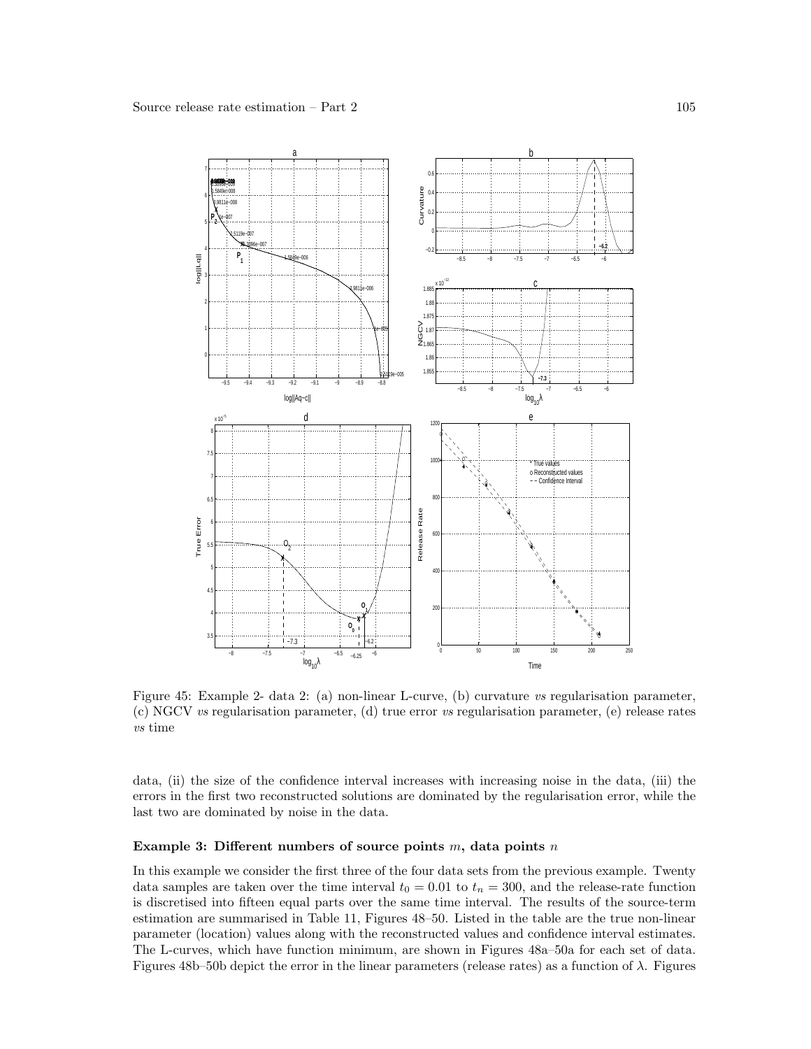Figure 45: Example 2- data 2: (a) non-linear L-curve, (b) curvature *vs* regularisation parameter, (c) NGCV *vs* regularisation parameter, (d) true error *vs* regularisation parameter, (e) release rates *vs* time

data, (ii) the size of the confidence interval increases with increasing noise in the data, (iii) the errors in the first two reconstructed solutions are dominated by the regularisation error, while the last two are dominated by noise in the data.

**Example 3: Different numbers of source points $m$, data points $n$**

In this example we consider the first three of the four data sets from the previous example. Twenty data samples are taken over the time interval $t_0 = 0.01$ to $t_n = 300$, and the release-rate function is discretised into fifteen equal parts over the same time interval. The results of the source-term estimation are summarised in Table 11, Figures 48–50. Listed in the table are the true non-linear parameter (location) values along with the reconstructed values and confidence interval estimates. The L-curves, which have function minimum, are shown in Figures 48a–50a for each set of data. Figures 48b–50b depict the error in the linear parameters (release rates) as a function of $\lambda$. Figures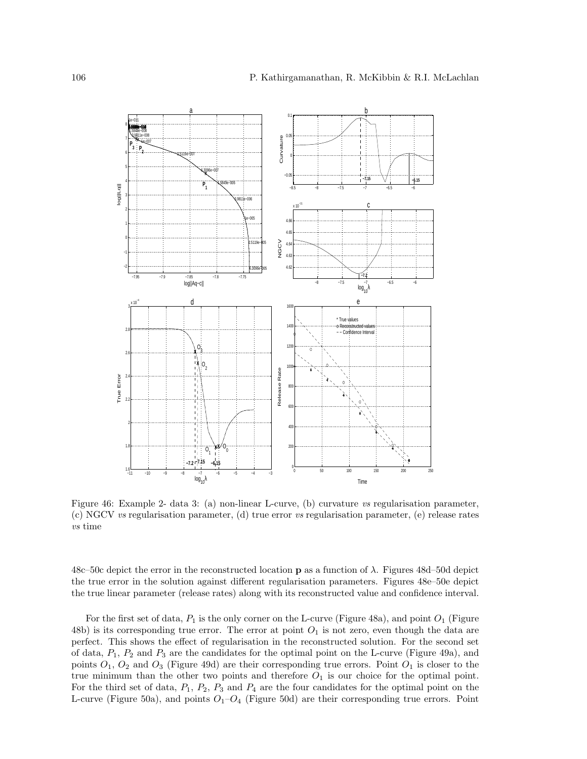Figure 46: Example 2- data 3: (a) non-linear L-curve, (b) curvature *vs* regularisation parameter, (c) NGCV *vs* regularisation parameter, (d) true error *vs* regularisation parameter, (e) release rates *vs* time

48c–50c depict the error in the reconstructed location **p** as a function of $\lambda$. Figures 48d–50d depict the true error in the solution against different regularisation parameters. Figures 48e–50e depict the true linear parameter (release rates) along with its reconstructed value and confidence interval.

For the first set of data, $P_1$ is the only corner on the L-curve (Figure 48a), and point $O_1$ (Figure 48b) is its corresponding true error. The error at point $O_1$ is not zero, even though the data are perfect. This shows the effect of regularisation in the reconstructed solution. For the second set of data, $P_1$, $P_2$ and $P_3$ are the candidates for the optimal point on the L-curve (Figure 49a), and points $O_1$, $O_2$ and $O_3$ (Figure 49d) are their corresponding true errors. Point $O_1$ is closer to the true minimum than the other two points and therefore $O_1$ is our choice for the optimal point. For the third set of data, $P_1$, $P_2$, $P_3$ and $P_4$ are the four candidates for the optimal point on the L-curve (Figure 50a), and points $O_1$–$O_4$ (Figure 50d) are their corresponding true errors. Point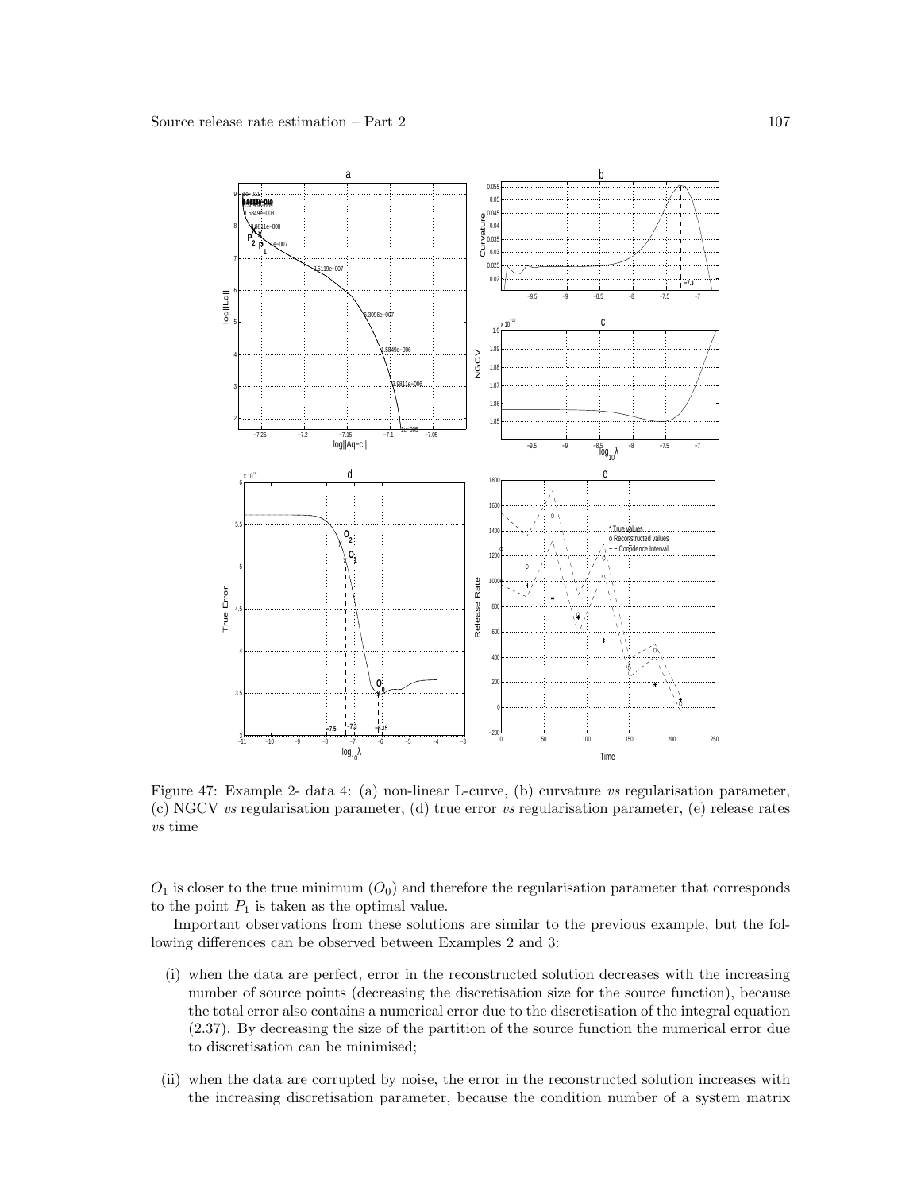Figure 47: Example 2- data 4: (a) non-linear L-curve, (b) curvature *vs* regularisation parameter, (c) NGCV *vs* regularisation parameter, (d) true error *vs* regularisation parameter, (e) release rates *vs* time

$O_1$ is closer to the true minimum ($O_0$) and therefore the regularisation parameter that corresponds to the point $P_1$ is taken as the optimal value.

Important observations from these solutions are similar to the previous example, but the following differences can be observed between Examples 2 and 3:

(i) when the data are perfect, error in the reconstructed solution decreases with the increasing number of source points (decreasing the discretisation size for the source function), because the total error also contains a numerical error due to the discretisation of the integral equation (2.37). By decreasing the size of the partition of the source function the numerical error due to discretisation can be minimised;

(ii) when the data are corrupted by noise, the error in the reconstructed solution increases with the increasing discretisation parameter, because the condition number of a system matrix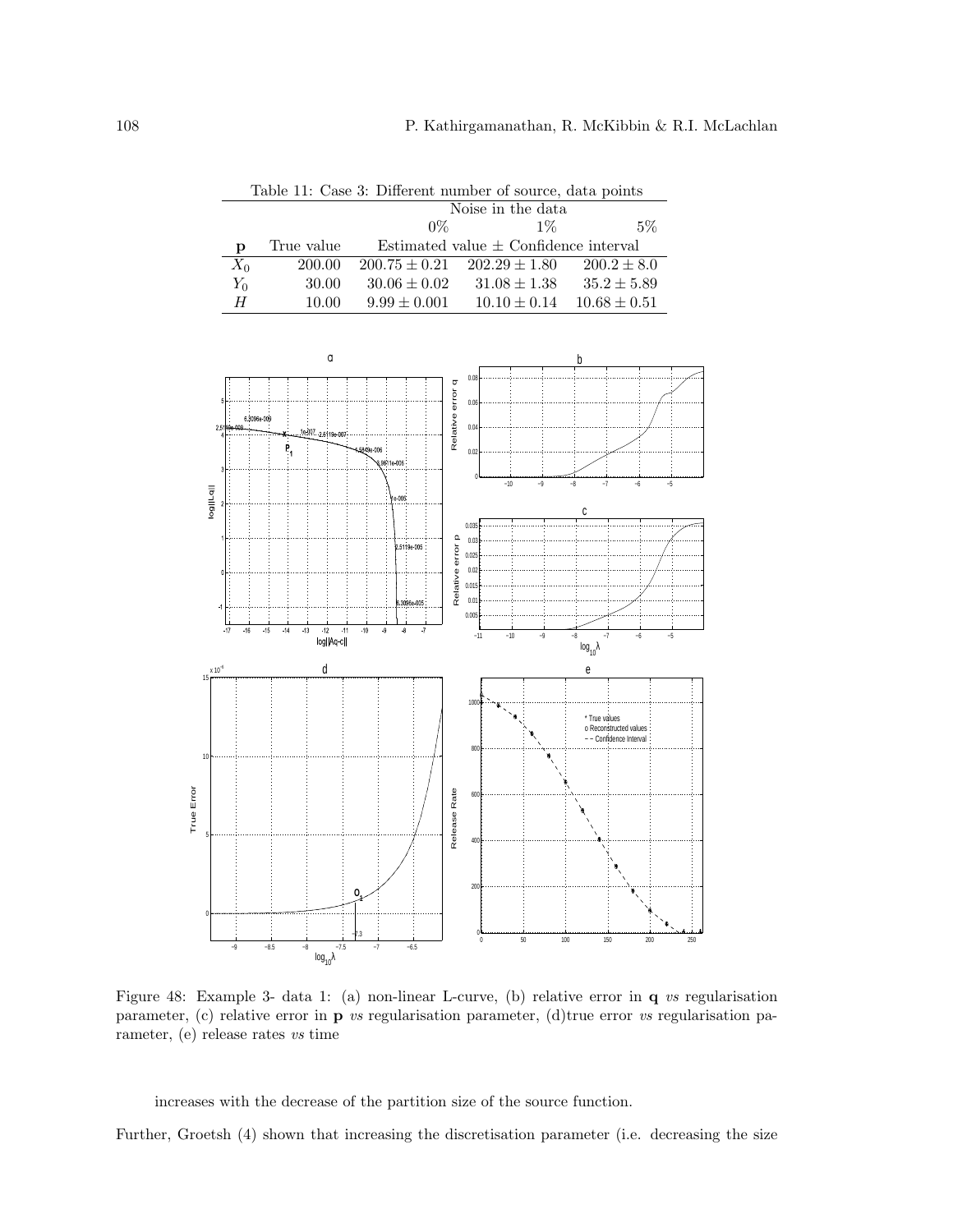Table 11: Case 3: Different number of source, data points

| $\mathbf{p}$ | True value | Noise in the data 0% | 1% | 5% |
|---|---|---|---|---|
| | | Estimated value $\pm$ Confidence interval | | |
| $X_0$ | 200.00 | $200.75 \pm 0.21$ | $202.29 \pm 1.80$ | $200.2 \pm 8.0$ |
| $Y_0$ | 30.00 | $30.06 \pm 0.02$ | $31.08 \pm 1.38$ | $35.2 \pm 5.89$ |
| $H$ | 10.00 | $9.99 \pm 0.001$ | $10.10 \pm 0.14$ | $10.68 \pm 0.51$ |

Figure 48: Example 3- data 1: (a) non-linear L-curve, (b) relative error in $\mathbf{q}$ *vs* regularisation parameter, (c) relative error in $\mathbf{p}$ *vs* regularisation parameter, (d)true error *vs* regularisation parameter, (e) release rates *vs* time

increases with the decrease of the partition size of the source function.

Further, Groetsh (4) shown that increasing the discretisation parameter (i.e. decreasing the size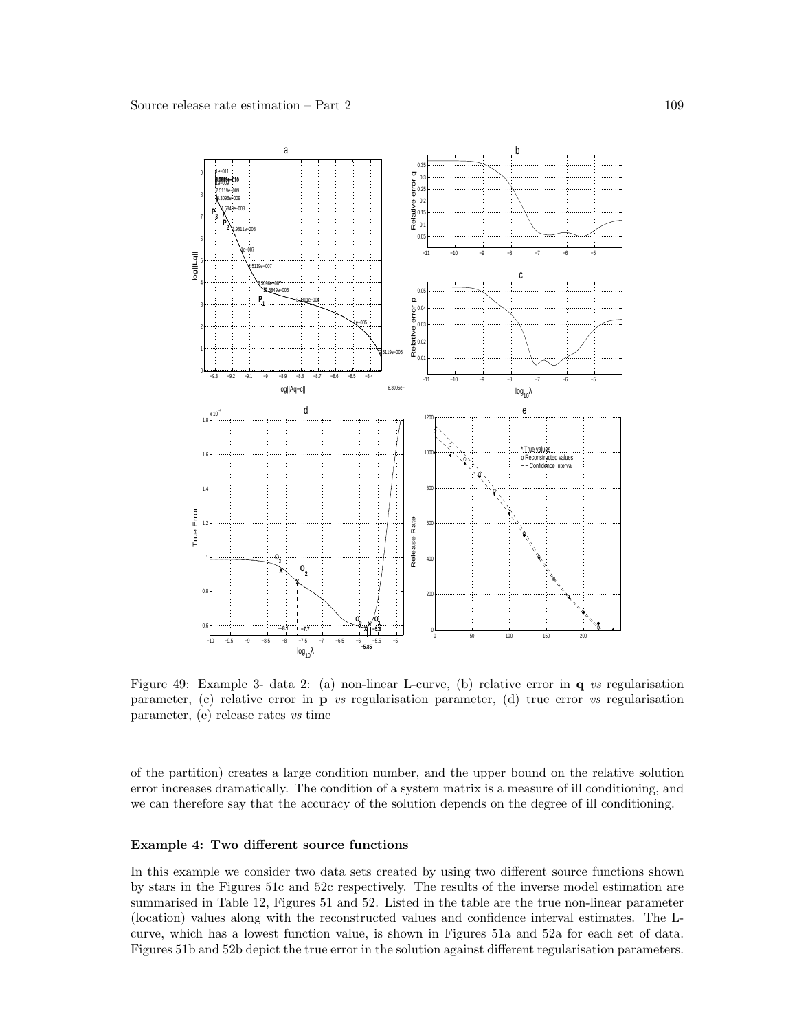Figure 49: Example 3- data 2: (a) non-linear L-curve, (b) relative error in **q** *vs* regularisation parameter, (c) relative error in **p** *vs* regularisation parameter, (d) true error *vs* regularisation parameter, (e) release rates *vs* time

of the partition) creates a large condition number, and the upper bound on the relative solution error increases dramatically. The condition of a system matrix is a measure of ill conditioning, and we can therefore say that the accuracy of the solution depends on the degree of ill conditioning.

#### Example 4: Two different source functions

In this example we consider two data sets created by using two different source functions shown by stars in the Figures 51c and 52c respectively. The results of the inverse model estimation are summarised in Table 12, Figures 51 and 52. Listed in the table are the true non-linear parameter (location) values along with the reconstructed values and confidence interval estimates. The L-curve, which has a lowest function value, is shown in Figures 51a and 52a for each set of data. Figures 51b and 52b depict the true error in the solution against different regularisation parameters.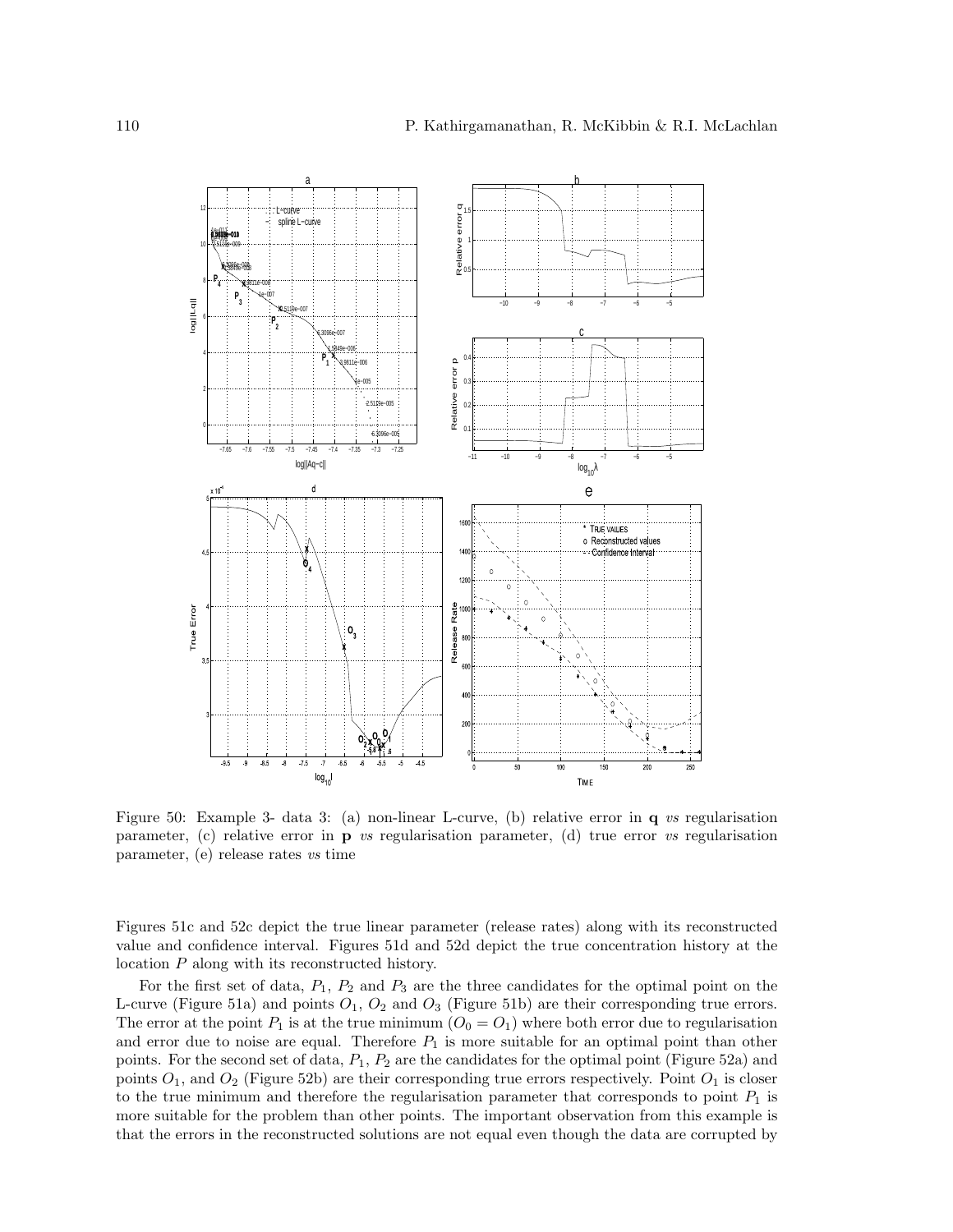Figure 50: Example 3- data 3: (a) non-linear L-curve, (b) relative error in **q** *vs* regularisation parameter, (c) relative error in **p** *vs* regularisation parameter, (d) true error *vs* regularisation parameter, (e) release rates *vs* time

Figures 51c and 52c depict the true linear parameter (release rates) along with its reconstructed value and confidence interval. Figures 51d and 52d depict the true concentration history at the location $P$ along with its reconstructed history.

For the first set of data, $P_1$, $P_2$ and $P_3$ are the three candidates for the optimal point on the L-curve (Figure 51a) and points $O_1$, $O_2$ and $O_3$ (Figure 51b) are their corresponding true errors. The error at the point $P_1$ is at the true minimum ($O_0 = O_1$) where both error due to regularisation and error due to noise are equal. Therefore $P_1$ is more suitable for an optimal point than other points. For the second set of data, $P_1$, $P_2$ are the candidates for the optimal point (Figure 52a) and points $O_1$, and $O_2$ (Figure 52b) are their corresponding true errors respectively. Point $O_1$ is closer to the true minimum and therefore the regularisation parameter that corresponds to point $P_1$ is more suitable for the problem than other points. The important observation from this example is that the errors in the reconstructed solutions are not equal even though the data are corrupted by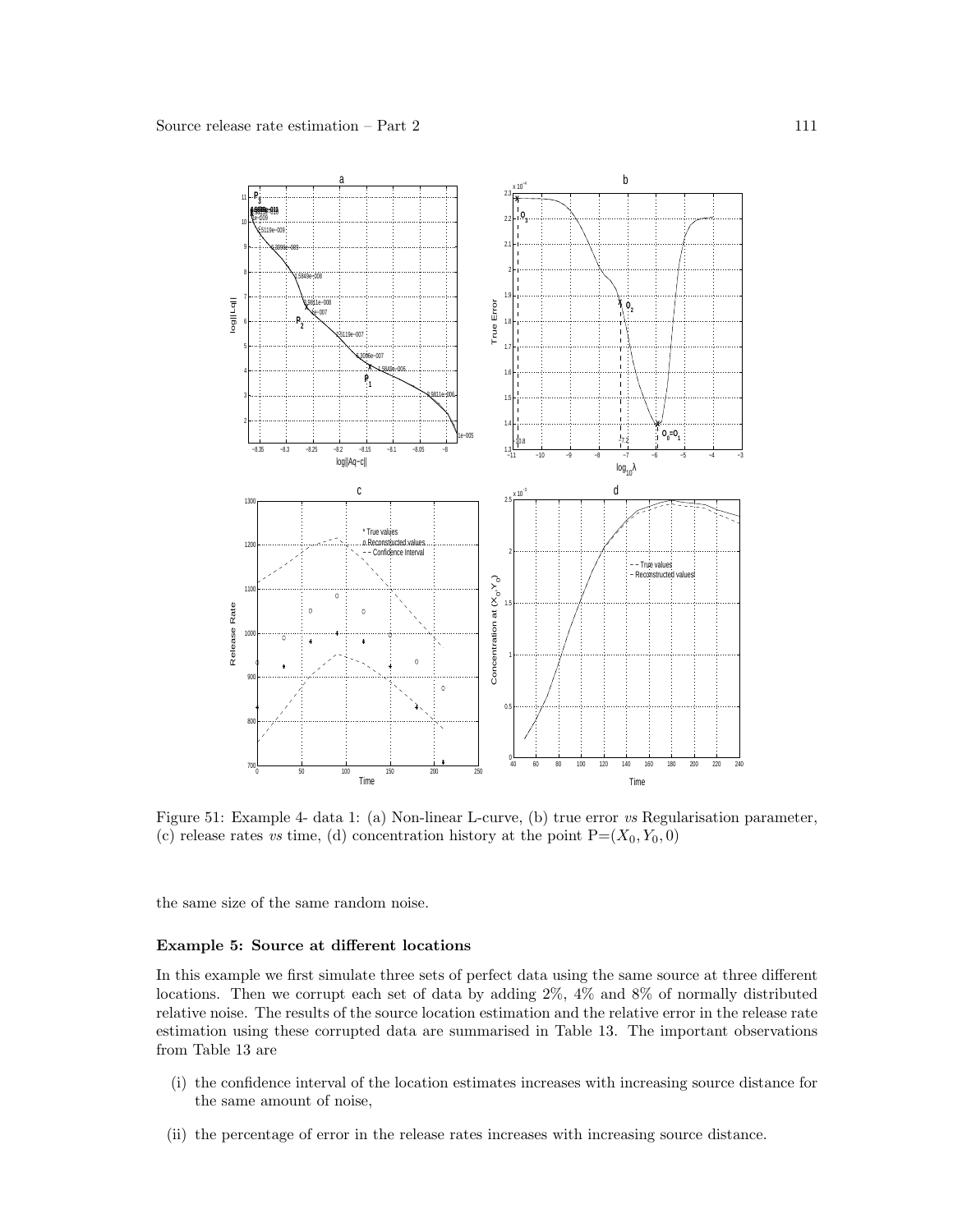Figure 51: Example 4- data 1: (a) Non-linear L-curve, (b) true error *vs* Regularisation parameter, (c) release rates *vs* time, (d) concentration history at the point P=$(X_0, Y_0, 0)$

the same size of the same random noise.

**Example 5: Source at different locations**

In this example we first simulate three sets of perfect data using the same source at three different locations. Then we corrupt each set of data by adding 2%, 4% and 8% of normally distributed relative noise. The results of the source location estimation and the relative error in the release rate estimation using these corrupted data are summarised in Table 13. The important observations from Table 13 are

(i) the confidence interval of the location estimates increases with increasing source distance for the same amount of noise,

(ii) the percentage of error in the release rates increases with increasing source distance.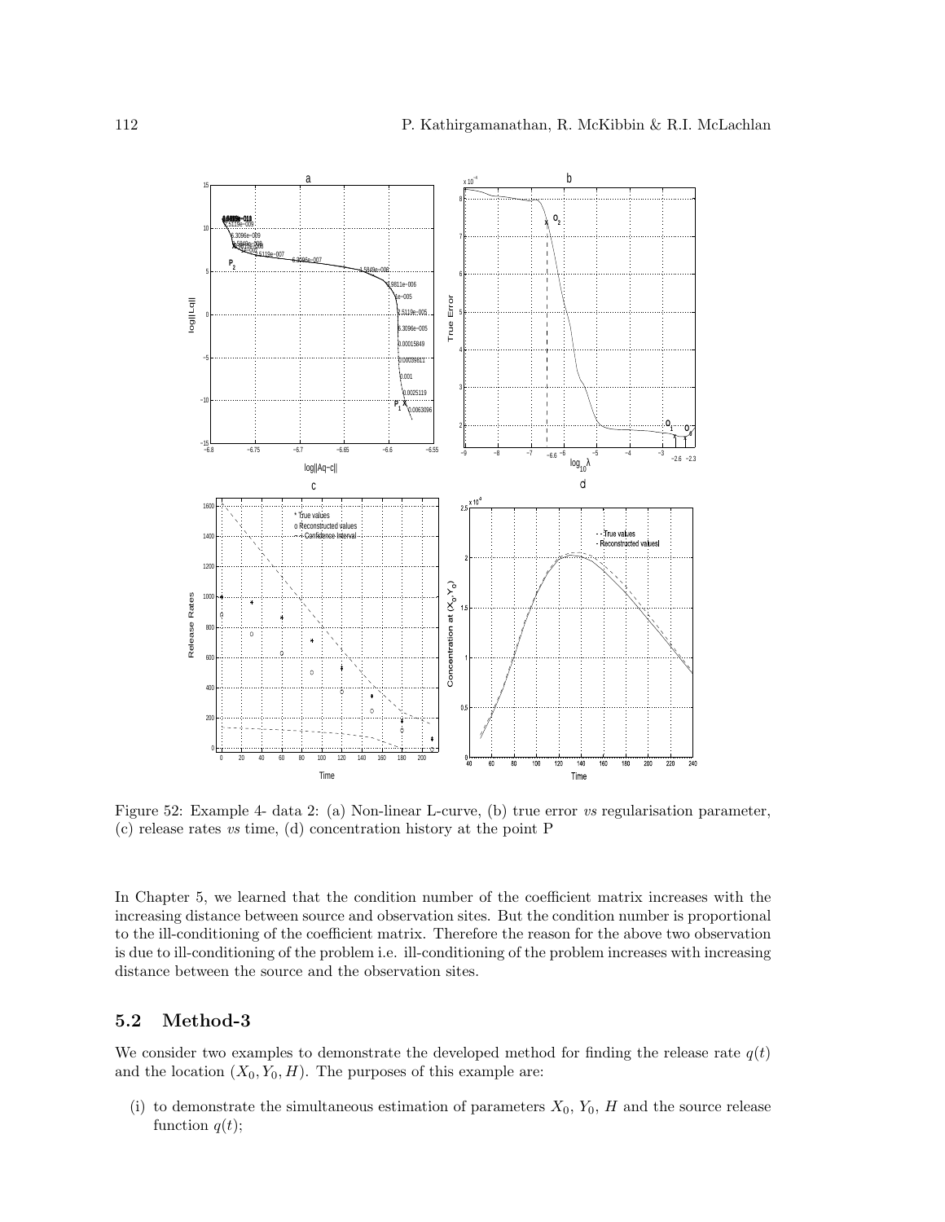Figure 52: Example 4- data 2: (a) Non-linear L-curve, (b) true error *vs* regularisation parameter, (c) release rates *vs* time, (d) concentration history at the point P

In Chapter 5, we learned that the condition number of the coefficient matrix increases with the increasing distance between source and observation sites. But the condition number is proportional to the ill-conditioning of the coefficient matrix. Therefore the reason for the above two observation is due to ill-conditioning of the problem i.e. ill-conditioning of the problem increases with increasing distance between the source and the observation sites.

## 5.2 Method-3

We consider two examples to demonstrate the developed method for finding the release rate $q(t)$ and the location $(X_0, Y_0, H)$. The purposes of this example are:

(i) to demonstrate the simultaneous estimation of parameters $X_0$, $Y_0$, $H$ and the source release function $q(t)$;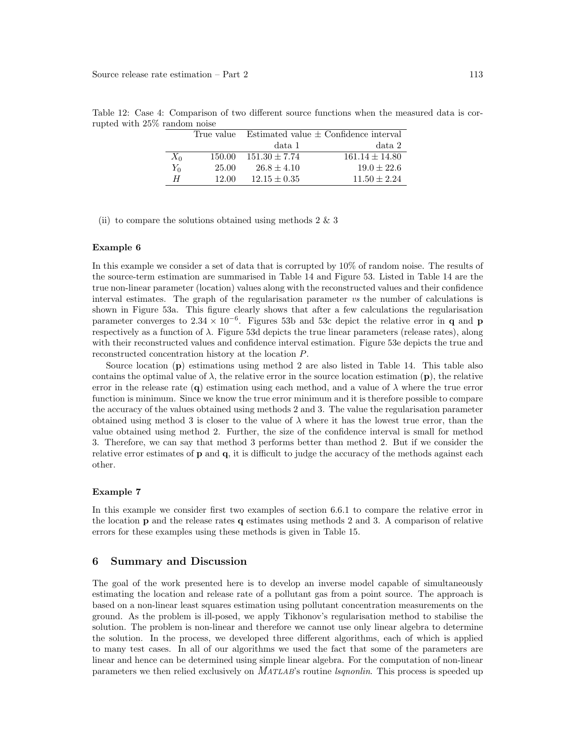Table 12: Case 4: Comparison of two different source functions when the measured data is corrupted with 25% random noise

| | True value | Estimated value ± Confidence interval | |
|---|---|---|---|
| | | data 1 | data 2 |
| $X_0$ | 150.00 | $151.30 \pm 7.74$ | $161.14 \pm 14.80$ |
| $Y_0$ | 25.00 | $26.8 \pm 4.10$ | $19.0 \pm 22.6$ |
| $H$ | 12.00 | $12.15 \pm 0.35$ | $11.50 \pm 2.24$ |

(ii) to compare the solutions obtained using methods 2 & 3

**Example 6**

In this example we consider a set of data that is corrupted by 10% of random noise. The results of the source-term estimation are summarised in Table 14 and Figure 53. Listed in Table 14 are the true non-linear parameter (location) values along with the reconstructed values and their confidence interval estimates. The graph of the regularisation parameter *vs* the number of calculations is shown in Figure 53a. This figure clearly shows that after a few calculations the regularisation parameter converges to $2.34 \times 10^{-6}$. Figures 53b and 53c depict the relative error in $\mathbf{q}$ and $\mathbf{p}$ respectively as a function of $\lambda$. Figure 53d depicts the true linear parameters (release rates), along with their reconstructed values and confidence interval estimation. Figure 53e depicts the true and reconstructed concentration history at the location $P$.

Source location ($\mathbf{p}$) estimations using method 2 are also listed in Table 14. This table also contains the optimal value of $\lambda$, the relative error in the source location estimation ($\mathbf{p}$), the relative error in the release rate ($\mathbf{q}$) estimation using each method, and a value of $\lambda$ where the true error function is minimum. Since we know the true error minimum and it is therefore possible to compare the accuracy of the values obtained using methods 2 and 3. The value the regularisation parameter obtained using method 3 is closer to the value of $\lambda$ where it has the lowest true error, than the value obtained using method 2. Further, the size of the confidence interval is small for method 3. Therefore, we can say that method 3 performs better than method 2. But if we consider the relative error estimates of $\mathbf{p}$ and $\mathbf{q}$, it is difficult to judge the accuracy of the methods against each other.

**Example 7**

In this example we consider first two examples of section 6.6.1 to compare the relative error in the location $\mathbf{p}$ and the release rates $\mathbf{q}$ estimates using methods 2 and 3. A comparison of relative errors for these examples using these methods is given in Table 15.

## 6 Summary and Discussion

The goal of the work presented here is to develop an inverse model capable of simultaneously estimating the location and release rate of a pollutant gas from a point source. The approach is based on a non-linear least squares estimation using pollutant concentration measurements on the ground. As the problem is ill-posed, we apply Tikhonov's regularisation method to stabilise the solution. The problem is non-linear and therefore we cannot use only linear algebra to determine the solution. In the process, we developed three different algorithms, each of which is applied to many test cases. In all of our algorithms we used the fact that some of the parameters are linear and hence can be determined using simple linear algebra. For the computation of non-linear parameters we then relied exclusively on *MATLAB*'s routine *lsqnonlin*. This process is speeded up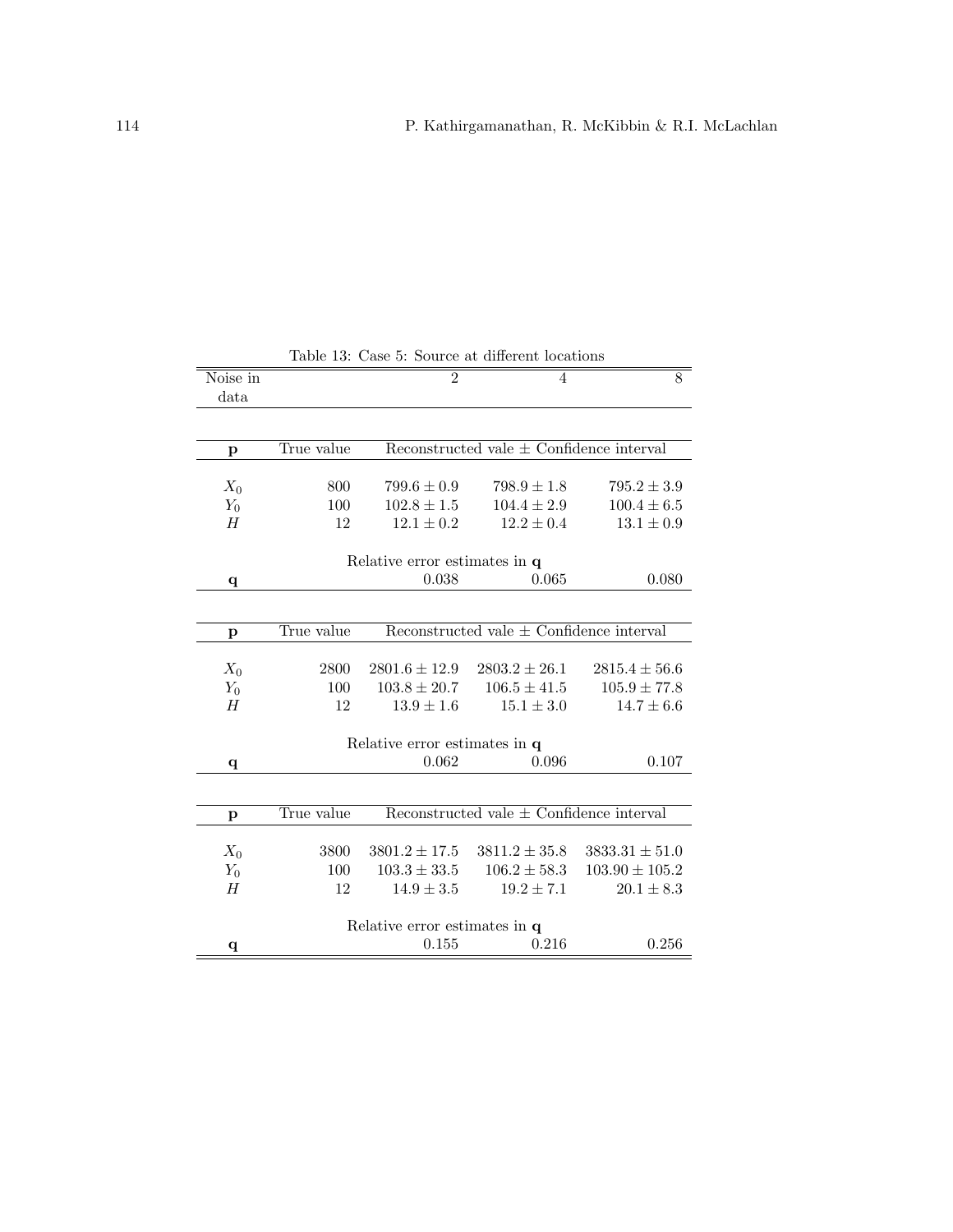Table 13: Case 5: Source at different locations

| Noise in data | | 2 | 4 | 8 |
|---|---|---|---|---|
| **p** | True value | Reconstructed vale ± Confidence interval | | |
| $X_0$ | 800 | $799.6 \pm 0.9$ | $798.9 \pm 1.8$ | $795.2 \pm 3.9$ |
| $Y_0$ | 100 | $102.8 \pm 1.5$ | $104.4 \pm 2.9$ | $100.4 \pm 6.5$ |
| $H$ | 12 | $12.1 \pm 0.2$ | $12.2 \pm 0.4$ | $13.1 \pm 0.9$ |
| | | Relative error estimates in **q** | | |
| **q** | | 0.038 | 0.065 | 0.080 |
| **p** | True value | Reconstructed vale ± Confidence interval | | |
| $X_0$ | 2800 | $2801.6 \pm 12.9$ | $2803.2 \pm 26.1$ | $2815.4 \pm 56.6$ |
| $Y_0$ | 100 | $103.8 \pm 20.7$ | $106.5 \pm 41.5$ | $105.9 \pm 77.8$ |
| $H$ | 12 | $13.9 \pm 1.6$ | $15.1 \pm 3.0$ | $14.7 \pm 6.6$ |
| | | Relative error estimates in **q** | | |
| **q** | | 0.062 | 0.096 | 0.107 |
| **p** | True value | Reconstructed vale ± Confidence interval | | |
| $X_0$ | 3800 | $3801.2 \pm 17.5$ | $3811.2 \pm 35.8$ | $3833.31 \pm 51.0$ |
| $Y_0$ | 100 | $103.3 \pm 33.5$ | $106.2 \pm 58.3$ | $103.90 \pm 105.2$ |
| $H$ | 12 | $14.9 \pm 3.5$ | $19.2 \pm 7.1$ | $20.1 \pm 8.3$ |
| | | Relative error estimates in **q** | | |
| **q** | | 0.155 | 0.216 | 0.256 |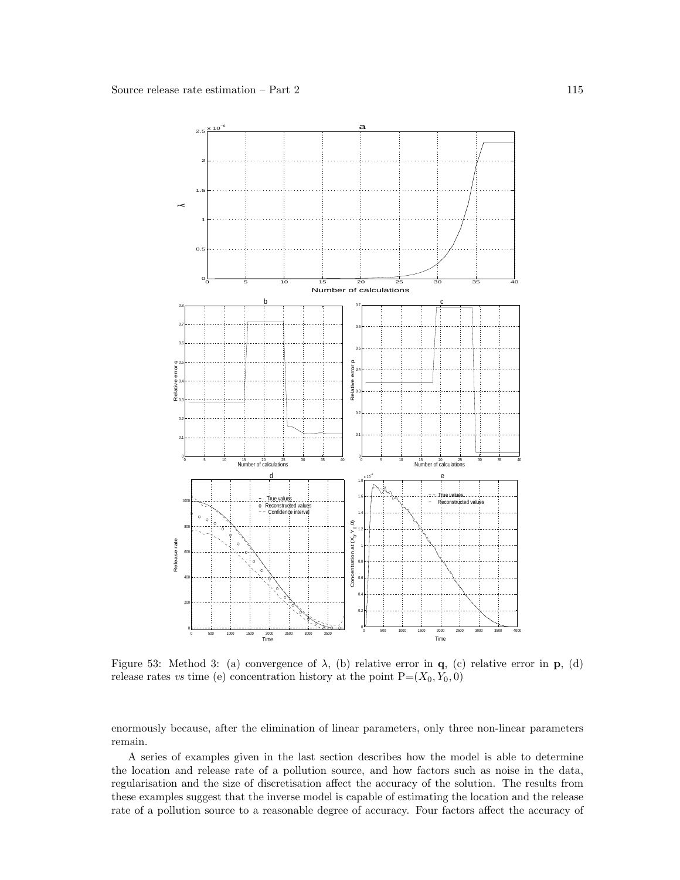Figure 53: Method 3: (a) convergence of $\lambda$, (b) relative error in $\mathbf{q}$, (c) relative error in $\mathbf{p}$, (d) release rates *vs* time (e) concentration history at the point P$=(X_0, Y_0, 0)$

enormously because, after the elimination of linear parameters, only three non-linear parameters remain.

A series of examples given in the last section describes how the model is able to determine the location and release rate of a pollution source, and how factors such as noise in the data, regularisation and the size of discretisation affect the accuracy of the solution. The results from these examples suggest that the inverse model is capable of estimating the location and the release rate of a pollution source to a reasonable degree of accuracy. Four factors affect the accuracy of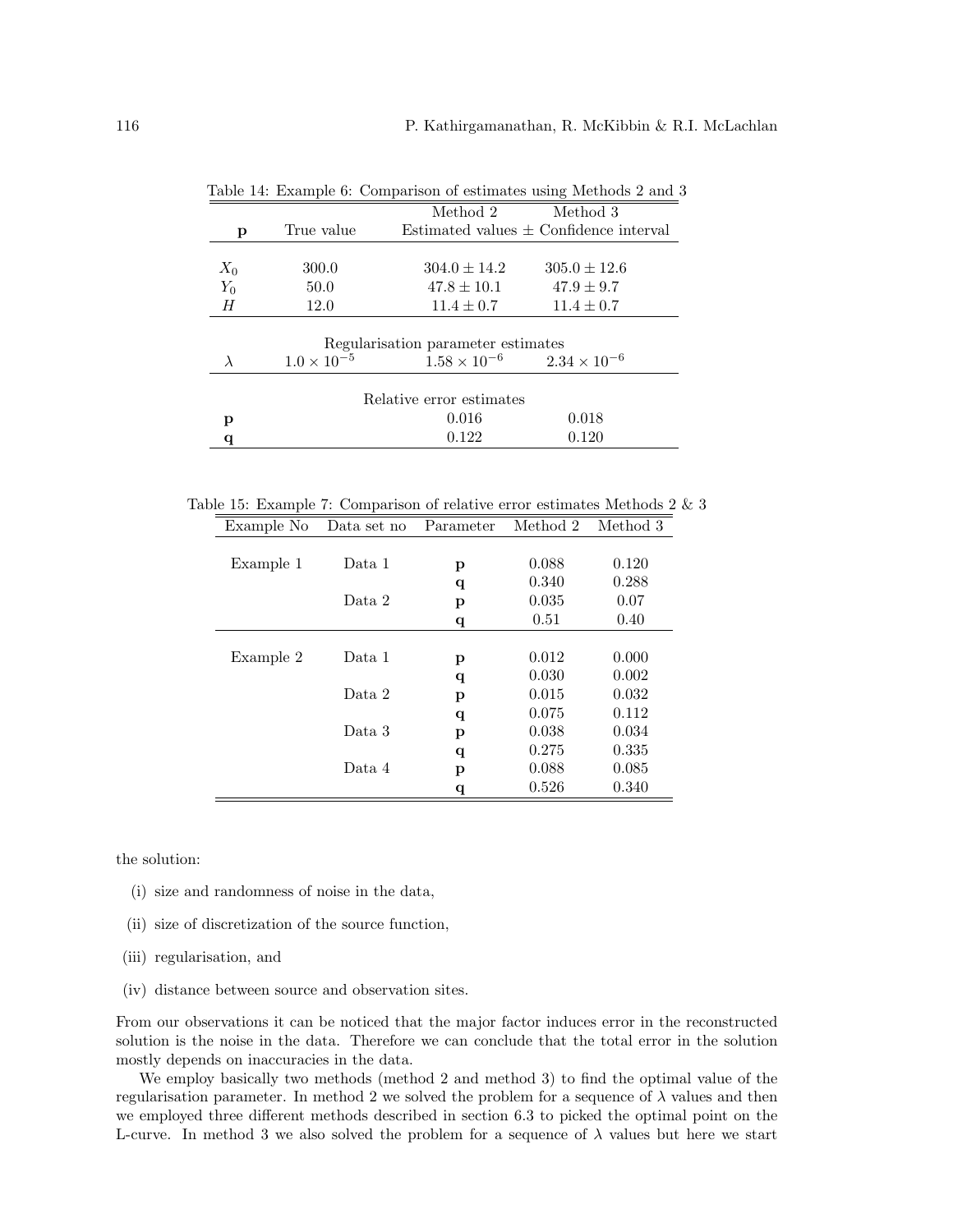Table 14: Example 6: Comparison of estimates using Methods 2 and 3

| $\mathbf{p}$ | True value | Method 2 | Method 3 |
|---|---|---|---|
| | | Estimated values $\pm$ Confidence interval | |
| $X_0$ | 300.0 | $304.0 \pm 14.2$ | $305.0 \pm 12.6$ |
| $Y_0$ | 50.0 | $47.8 \pm 10.1$ | $47.9 \pm 9.7$ |
| $H$ | 12.0 | $11.4 \pm 0.7$ | $11.4 \pm 0.7$ |
| | | Regularisation parameter estimates | |
| $\lambda$ | $1.0 \times 10^{-5}$ | $1.58 \times 10^{-6}$ | $2.34 \times 10^{-6}$ |
| | | Relative error estimates | |
| $\mathbf{p}$ | | 0.016 | 0.018 |
| $\mathbf{q}$ | | 0.122 | 0.120 |

Table 15: Example 7: Comparison of relative error estimates Methods 2 & 3

| Example No | Data set no | Parameter | Method 2 | Method 3 |
|---|---|---|---|---|
| Example 1 | Data 1 | $\mathbf{p}$ | 0.088 | 0.120 |
| | | $\mathbf{q}$ | 0.340 | 0.288 |
| | Data 2 | $\mathbf{p}$ | 0.035 | 0.07 |
| | | $\mathbf{q}$ | 0.51 | 0.40 |
| Example 2 | Data 1 | $\mathbf{p}$ | 0.012 | 0.000 |
| | | $\mathbf{q}$ | 0.030 | 0.002 |
| | Data 2 | $\mathbf{p}$ | 0.015 | 0.032 |
| | | $\mathbf{q}$ | 0.075 | 0.112 |
| | Data 3 | $\mathbf{p}$ | 0.038 | 0.034 |
| | | $\mathbf{q}$ | 0.275 | 0.335 |
| | Data 4 | $\mathbf{p}$ | 0.088 | 0.085 |
| | | $\mathbf{q}$ | 0.526 | 0.340 |

the solution:

(i) size and randomness of noise in the data,

(ii) size of discretization of the source function,

(iii) regularisation, and

(iv) distance between source and observation sites.

From our observations it can be noticed that the major factor induces error in the reconstructed solution is the noise in the data. Therefore we can conclude that the total error in the solution mostly depends on inaccuracies in the data.

We employ basically two methods (method 2 and method 3) to find the optimal value of the regularisation parameter. In method 2 we solved the problem for a sequence of $\lambda$ values and then we employed three different methods described in section 6.3 to picked the optimal point on the L-curve. In method 3 we also solved the problem for a sequence of $\lambda$ values but here we start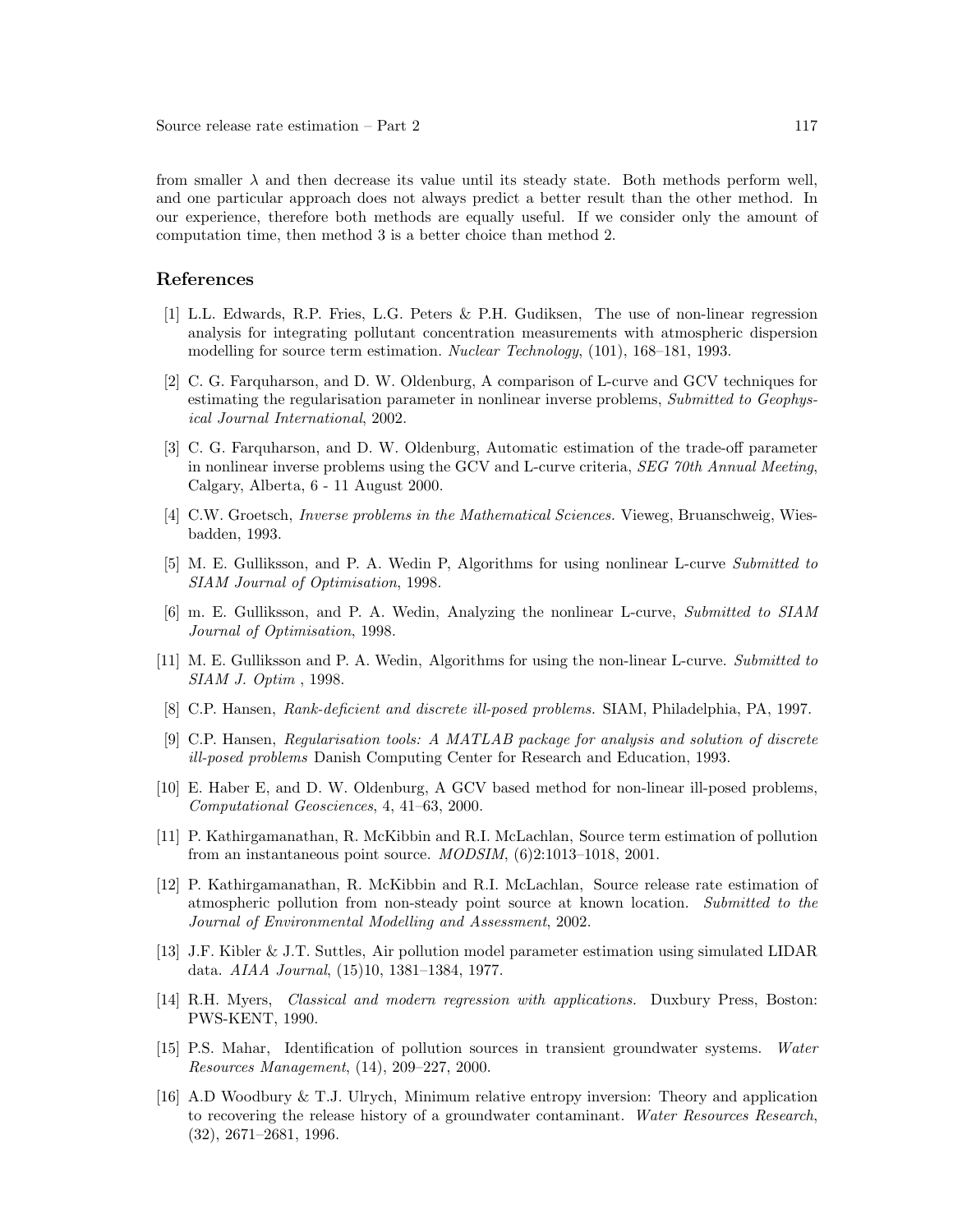from smaller $\lambda$ and then decrease its value until its steady state. Both methods perform well, and one particular approach does not always predict a better result than the other method. In our experience, therefore both methods are equally useful. If we consider only the amount of computation time, then method 3 is a better choice than method 2.

## References

[1] L.L. Edwards, R.P. Fries, L.G. Peters & P.H. Gudiksen, The use of non-linear regression analysis for integrating pollutant concentration measurements with atmospheric dispersion modelling for source term estimation. *Nuclear Technology*, (101), 168–181, 1993.

[2] C. G. Farquharson, and D. W. Oldenburg, A comparison of L-curve and GCV techniques for estimating the regularisation parameter in nonlinear inverse problems, *Submitted to Geophysical Journal International*, 2002.

[3] C. G. Farquharson, and D. W. Oldenburg, Automatic estimation of the trade-off parameter in nonlinear inverse problems using the GCV and L-curve criteria, *SEG 70th Annual Meeting*, Calgary, Alberta, 6 - 11 August 2000.

[4] C.W. Groetsch, *Inverse problems in the Mathematical Sciences.* Vieweg, Bruanschweig, Wiesbadden, 1993.

[5] M. E. Gulliksson, and P. A. Wedin P, Algorithms for using nonlinear L-curve *Submitted to SIAM Journal of Optimisation*, 1998.

[6] m. E. Gulliksson, and P. A. Wedin, Analyzing the nonlinear L-curve, *Submitted to SIAM Journal of Optimisation*, 1998.

[11] M. E. Gulliksson and P. A. Wedin, Algorithms for using the non-linear L-curve. *Submitted to SIAM J. Optim* , 1998.

[8] C.P. Hansen, *Rank-deficient and discrete ill-posed problems.* SIAM, Philadelphia, PA, 1997.

[9] C.P. Hansen, *Regularisation tools: A MATLAB package for analysis and solution of discrete ill-posed problems* Danish Computing Center for Research and Education, 1993.

[10] E. Haber E, and D. W. Oldenburg, A GCV based method for non-linear ill-posed problems, *Computational Geosciences*, 4, 41–63, 2000.

[11] P. Kathirgamanathan, R. McKibbin and R.I. McLachlan, Source term estimation of pollution from an instantaneous point source. *MODSIM*, (6)2:1013–1018, 2001.

[12] P. Kathirgamanathan, R. McKibbin and R.I. McLachlan, Source release rate estimation of atmospheric pollution from non-steady point source at known location. *Submitted to the Journal of Environmental Modelling and Assessment*, 2002.

[13] J.F. Kibler & J.T. Suttles, Air pollution model parameter estimation using simulated LIDAR data. *AIAA Journal*, (15)10, 1381–1384, 1977.

[14] R.H. Myers, *Classical and modern regression with applications.* Duxbury Press, Boston: PWS-KENT, 1990.

[15] P.S. Mahar, Identification of pollution sources in transient groundwater systems. *Water Resources Management*, (14), 209–227, 2000.

[16] A.D Woodbury & T.J. Ulrych, Minimum relative entropy inversion: Theory and application to recovering the release history of a groundwater contaminant. *Water Resources Research*, (32), 2671–2681, 1996.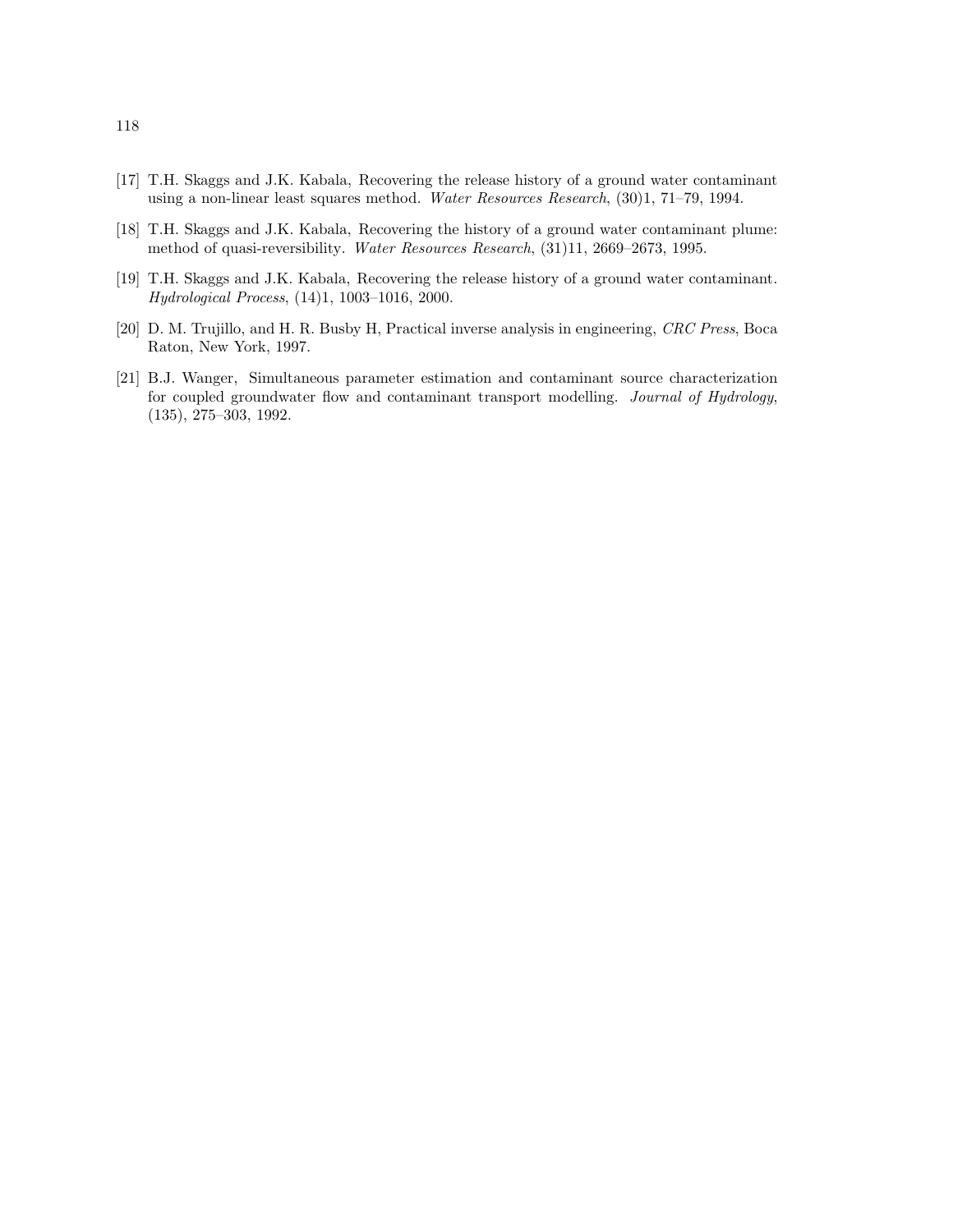[17] T.H. Skaggs and J.K. Kabala, Recovering the release history of a ground water contaminant using a non-linear least squares method. *Water Resources Research*, (30)1, 71–79, 1994.

[18] T.H. Skaggs and J.K. Kabala, Recovering the history of a ground water contaminant plume: method of quasi-reversibility. *Water Resources Research*, (31)11, 2669–2673, 1995.

[19] T.H. Skaggs and J.K. Kabala, Recovering the release history of a ground water contaminant. *Hydrological Process*, (14)1, 1003–1016, 2000.

[20] D. M. Trujillo, and H. R. Busby H, Practical inverse analysis in engineering, *CRC Press*, Boca Raton, New York, 1997.

[21] B.J. Wanger, Simultaneous parameter estimation and contaminant source characterization for coupled groundwater flow and contaminant transport modelling. *Journal of Hydrology*, (135), 275–303, 1992.